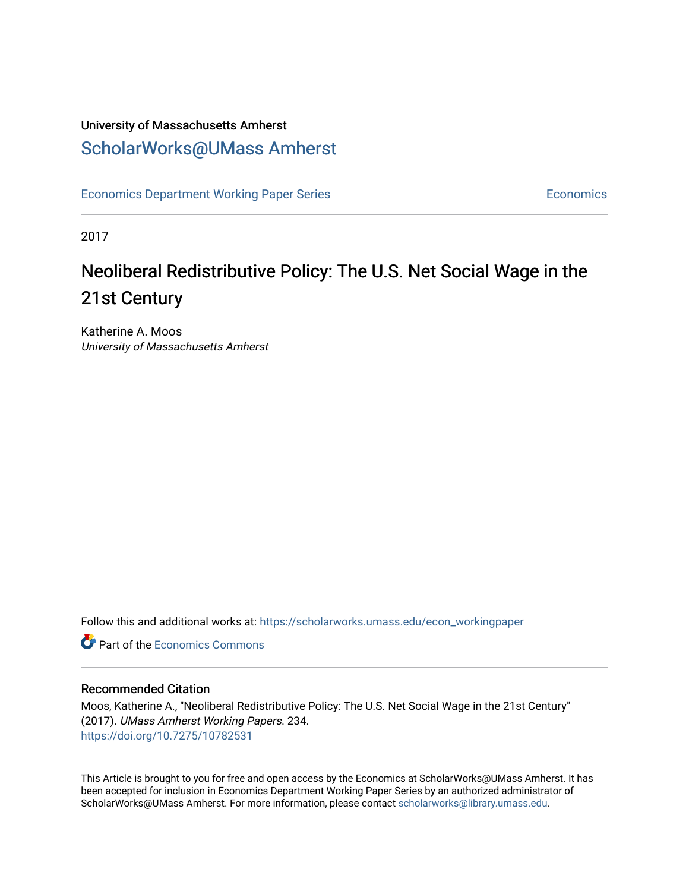University of Massachusetts Amherst

# ScholarWorks@UMass Amherst

Economics Department Working Paper Series — Economics

2017

## Neoliberal Redistributive Policy: The U.S. Net Social Wage in the 21st Century

Katherine A. Moos
*University of Massachusetts Amherst*

Follow this and additional works at: https://scholarworks.umass.edu/econ_workingpaper

Part of the Economics Commons

### Recommended Citation

Moos, Katherine A., "Neoliberal Redistributive Policy: The U.S. Net Social Wage in the 21st Century" (2017). *UMass Amherst Working Papers*. 234.
https://doi.org/10.7275/10782531

This Article is brought to you for free and open access by the Economics at ScholarWorks@UMass Amherst. It has been accepted for inclusion in Economics Department Working Paper Series by an authorized administrator of ScholarWorks@UMass Amherst. For more information, please contact scholarworks@library.umass.edu.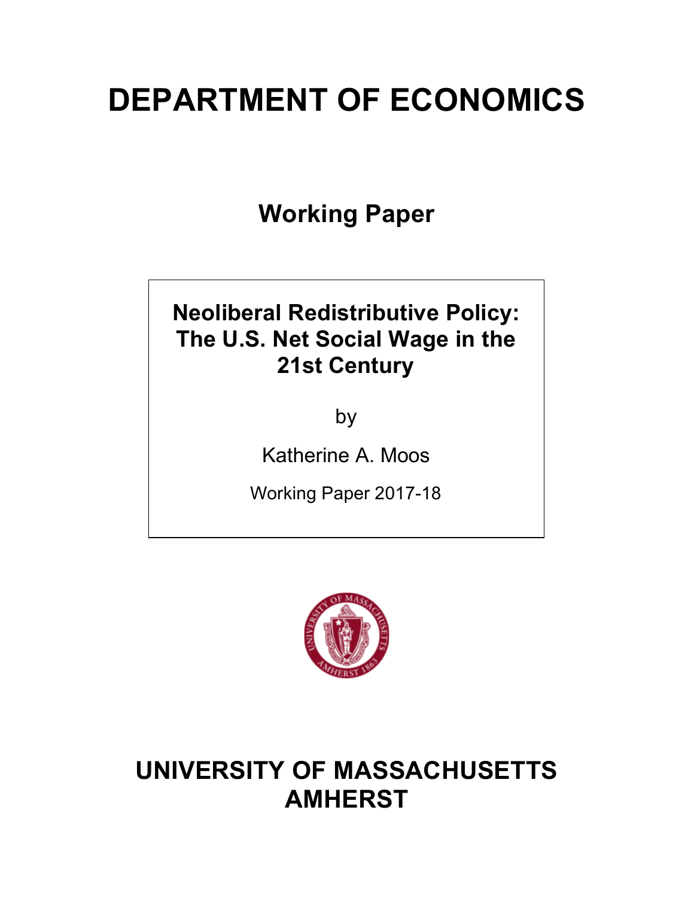# DEPARTMENT OF ECONOMICS

## Working Paper

**Neoliberal Redistributive Policy: The U.S. Net Social Wage in the 21st Century**

by

Katherine A. Moos

Working Paper 2017-18

# UNIVERSITY OF MASSACHUSETTS AMHERST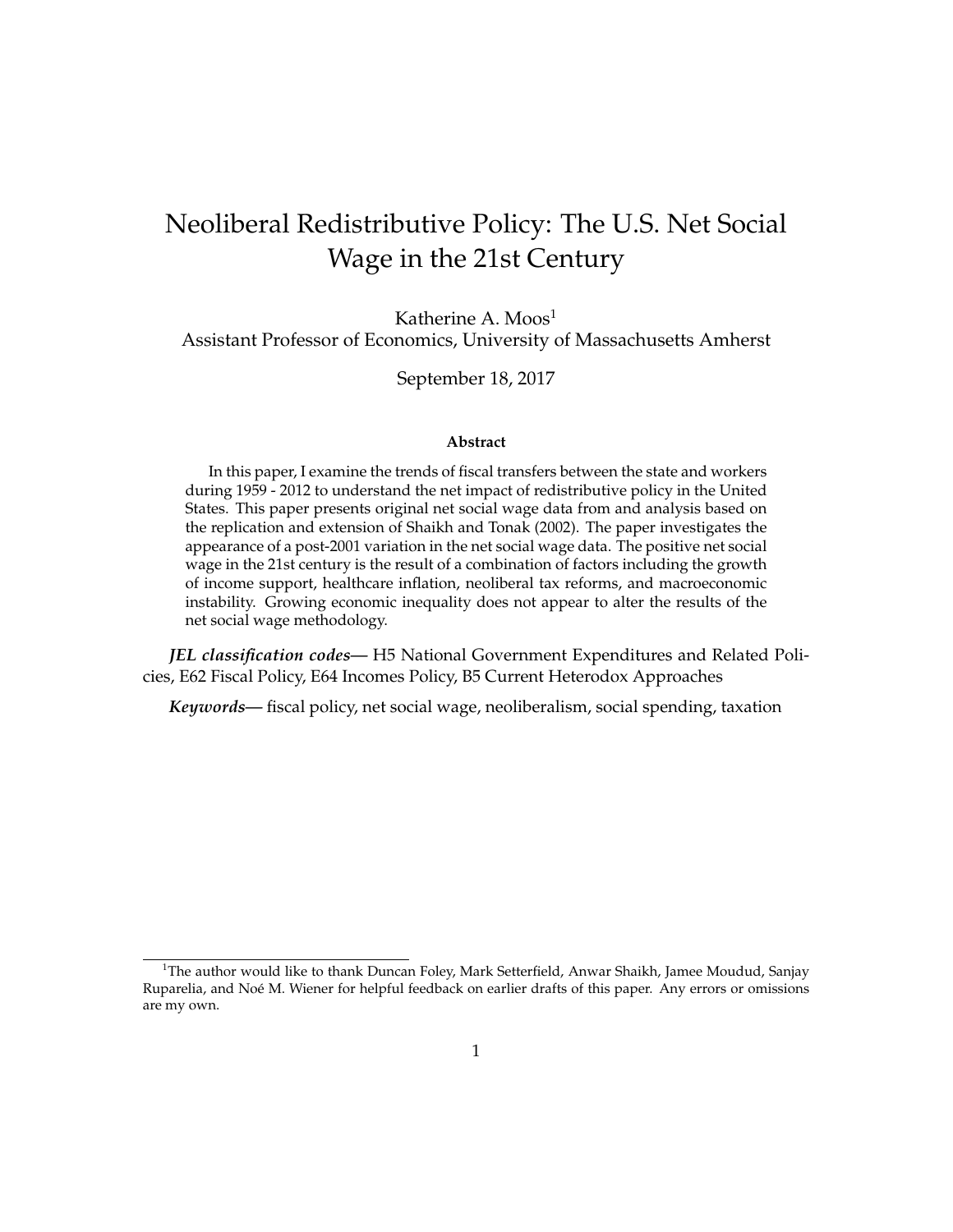# Neoliberal Redistributive Policy: The U.S. Net Social Wage in the 21st Century

Katherine A. Moos[1]
Assistant Professor of Economics, University of Massachusetts Amherst

September 18, 2017

**Abstract**

In this paper, I examine the trends of fiscal transfers between the state and workers during 1959 - 2012 to understand the net impact of redistributive policy in the United States. This paper presents original net social wage data from and analysis based on the replication and extension of Shaikh and Tonak (2002). The paper investigates the appearance of a post-2001 variation in the net social wage data. The positive net social wage in the 21st century is the result of a combination of factors including the growth of income support, healthcare inflation, neoliberal tax reforms, and macroeconomic instability. Growing economic inequality does not appear to alter the results of the net social wage methodology.

***JEL classification codes***— H5 National Government Expenditures and Related Policies, E62 Fiscal Policy, E64 Incomes Policy, B5 Current Heterodox Approaches

***Keywords***— fiscal policy, net social wage, neoliberalism, social spending, taxation

[1] The author would like to thank Duncan Foley, Mark Setterfield, Anwar Shaikh, Jamee Moudud, Sanjay Ruparelia, and Noé M. Wiener for helpful feedback on earlier drafts of this paper. Any errors or omissions are my own.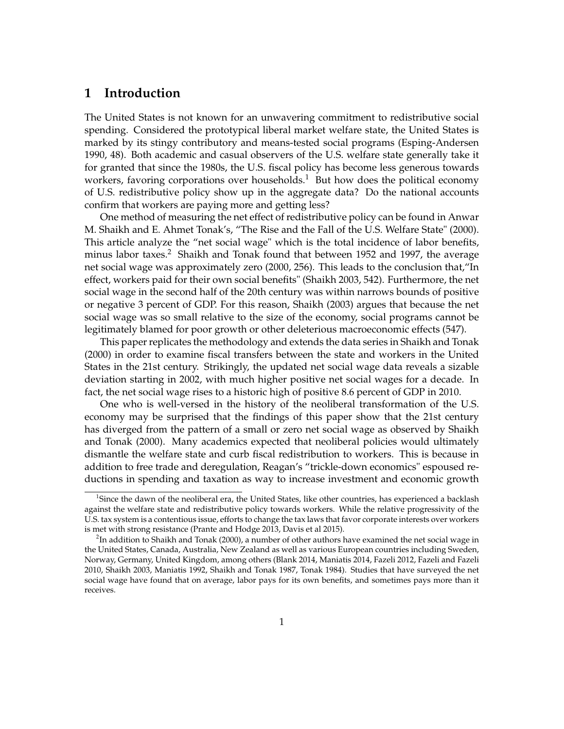# 1 Introduction

The United States is not known for an unwavering commitment to redistributive social spending. Considered the prototypical liberal market welfare state, the United States is marked by its stingy contributory and means-tested social programs (Esping-Andersen 1990, 48). Both academic and casual observers of the U.S. welfare state generally take it for granted that since the 1980s, the U.S. fiscal policy has become less generous towards workers, favoring corporations over households.[1] But how does the political economy of U.S. redistributive policy show up in the aggregate data? Do the national accounts confirm that workers are paying more and getting less?

One method of measuring the net effect of redistributive policy can be found in Anwar M. Shaikh and E. Ahmet Tonak's, "The Rise and the Fall of the U.S. Welfare State" (2000). This article analyze the "net social wage" which is the total incidence of labor benefits, minus labor taxes.[2] Shaikh and Tonak found that between 1952 and 1997, the average net social wage was approximately zero (2000, 256). This leads to the conclusion that,"In effect, workers paid for their own social benefits" (Shaikh 2003, 542). Furthermore, the net social wage in the second half of the 20th century was within narrows bounds of positive or negative 3 percent of GDP. For this reason, Shaikh (2003) argues that because the net social wage was so small relative to the size of the economy, social programs cannot be legitimately blamed for poor growth or other deleterious macroeconomic effects (547).

This paper replicates the methodology and extends the data series in Shaikh and Tonak (2000) in order to examine fiscal transfers between the state and workers in the United States in the 21st century. Strikingly, the updated net social wage data reveals a sizable deviation starting in 2002, with much higher positive net social wages for a decade. In fact, the net social wage rises to a historic high of positive 8.6 percent of GDP in 2010.

One who is well-versed in the history of the neoliberal transformation of the U.S. economy may be surprised that the findings of this paper show that the 21st century has diverged from the pattern of a small or zero net social wage as observed by Shaikh and Tonak (2000). Many academics expected that neoliberal policies would ultimately dismantle the welfare state and curb fiscal redistribution to workers. This is because in addition to free trade and deregulation, Reagan's "trickle-down economics" espoused reductions in spending and taxation as way to increase investment and economic growth

[1] Since the dawn of the neoliberal era, the United States, like other countries, has experienced a backlash against the welfare state and redistributive policy towards workers. While the relative progressivity of the U.S. tax system is a contentious issue, efforts to change the tax laws that favor corporate interests over workers is met with strong resistance (Prante and Hodge 2013, Davis et al 2015).

[2] In addition to Shaikh and Tonak (2000), a number of other authors have examined the net social wage in the United States, Canada, Australia, New Zealand as well as various European countries including Sweden, Norway, Germany, United Kingdom, among others (Blank 2014, Maniatis 2014, Fazeli 2012, Fazeli and Fazeli 2010, Shaikh 2003, Maniatis 1992, Shaikh and Tonak 1987, Tonak 1984). Studies that have surveyed the net social wage have found that on average, labor pays for its own benefits, and sometimes pays more than it receives.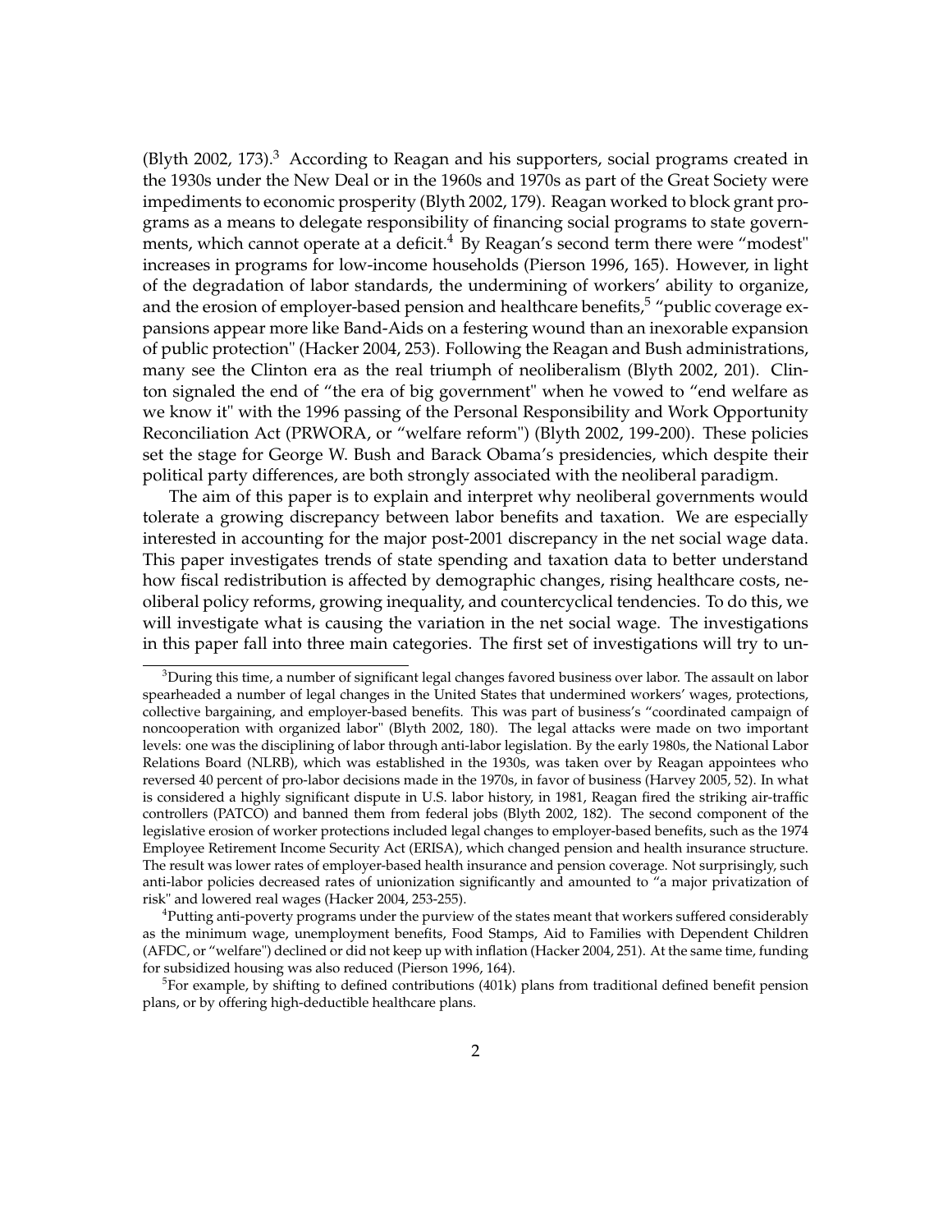(Blyth 2002, 173).[3] According to Reagan and his supporters, social programs created in the 1930s under the New Deal or in the 1960s and 1970s as part of the Great Society were impediments to economic prosperity (Blyth 2002, 179). Reagan worked to block grant programs as a means to delegate responsibility of financing social programs to state governments, which cannot operate at a deficit.[4] By Reagan's second term there were "modest" increases in programs for low-income households (Pierson 1996, 165). However, in light of the degradation of labor standards, the undermining of workers' ability to organize, and the erosion of employer-based pension and healthcare benefits,[5] "public coverage expansions appear more like Band-Aids on a festering wound than an inexorable expansion of public protection" (Hacker 2004, 253). Following the Reagan and Bush administrations, many see the Clinton era as the real triumph of neoliberalism (Blyth 2002, 201). Clinton signaled the end of "the era of big government" when he vowed to "end welfare as we know it" with the 1996 passing of the Personal Responsibility and Work Opportunity Reconciliation Act (PRWORA, or "welfare reform") (Blyth 2002, 199-200). These policies set the stage for George W. Bush and Barack Obama's presidencies, which despite their political party differences, are both strongly associated with the neoliberal paradigm.

The aim of this paper is to explain and interpret why neoliberal governments would tolerate a growing discrepancy between labor benefits and taxation. We are especially interested in accounting for the major post-2001 discrepancy in the net social wage data. This paper investigates trends of state spending and taxation data to better understand how fiscal redistribution is affected by demographic changes, rising healthcare costs, neoliberal policy reforms, growing inequality, and countercyclical tendencies. To do this, we will investigate what is causing the variation in the net social wage. The investigations in this paper fall into three main categories. The first set of investigations will try to un-

[3] During this time, a number of significant legal changes favored business over labor. The assault on labor spearheaded a number of legal changes in the United States that undermined workers' wages, protections, collective bargaining, and employer-based benefits. This was part of business's "coordinated campaign of noncooperation with organized labor" (Blyth 2002, 180). The legal attacks were made on two important levels: one was the disciplining of labor through anti-labor legislation. By the early 1980s, the National Labor Relations Board (NLRB), which was established in the 1930s, was taken over by Reagan appointees who reversed 40 percent of pro-labor decisions made in the 1970s, in favor of business (Harvey 2005, 52). In what is considered a highly significant dispute in U.S. labor history, in 1981, Reagan fired the striking air-traffic controllers (PATCO) and banned them from federal jobs (Blyth 2002, 182). The second component of the legislative erosion of worker protections included legal changes to employer-based benefits, such as the 1974 Employee Retirement Income Security Act (ERISA), which changed pension and health insurance structure. The result was lower rates of employer-based health insurance and pension coverage. Not surprisingly, such anti-labor policies decreased rates of unionization significantly and amounted to "a major privatization of risk" and lowered real wages (Hacker 2004, 253-255).

[4] Putting anti-poverty programs under the purview of the states meant that workers suffered considerably as the minimum wage, unemployment benefits, Food Stamps, Aid to Families with Dependent Children (AFDC, or "welfare") declined or did not keep up with inflation (Hacker 2004, 251). At the same time, funding for subsidized housing was also reduced (Pierson 1996, 164).

[5] For example, by shifting to defined contributions (401k) plans from traditional defined benefit pension plans, or by offering high-deductible healthcare plans.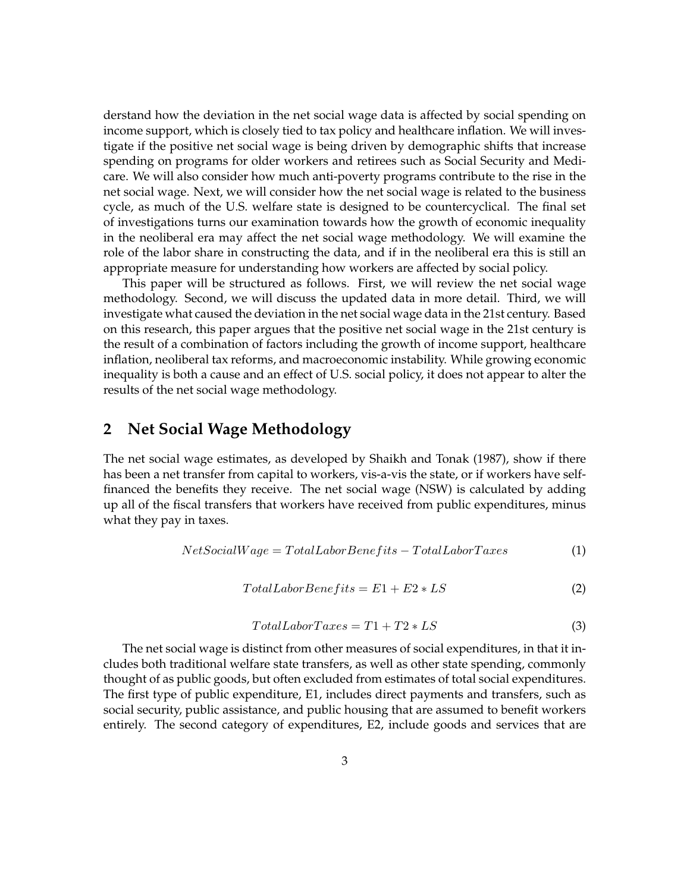derstand how the deviation in the net social wage data is affected by social spending on income support, which is closely tied to tax policy and healthcare inflation. We will investigate if the positive net social wage is being driven by demographic shifts that increase spending on programs for older workers and retirees such as Social Security and Medicare. We will also consider how much anti-poverty programs contribute to the rise in the net social wage. Next, we will consider how the net social wage is related to the business cycle, as much of the U.S. welfare state is designed to be countercyclical. The final set of investigations turns our examination towards how the growth of economic inequality in the neoliberal era may affect the net social wage methodology. We will examine the role of the labor share in constructing the data, and if in the neoliberal era this is still an appropriate measure for understanding how workers are affected by social policy.

This paper will be structured as follows. First, we will review the net social wage methodology. Second, we will discuss the updated data in more detail. Third, we will investigate what caused the deviation in the net social wage data in the 21st century. Based on this research, this paper argues that the positive net social wage in the 21st century is the result of a combination of factors including the growth of income support, healthcare inflation, neoliberal tax reforms, and macroeconomic instability. While growing economic inequality is both a cause and an effect of U.S. social policy, it does not appear to alter the results of the net social wage methodology.

## 2 Net Social Wage Methodology

The net social wage estimates, as developed by Shaikh and Tonak (1987), show if there has been a net transfer from capital to workers, vis-a-vis the state, or if workers have self-financed the benefits they receive. The net social wage (NSW) is calculated by adding up all of the fiscal transfers that workers have received from public expenditures, minus what they pay in taxes.

$$NetSocialWage = TotalLaborBenefits - TotalLaborTaxes \tag{1}$$

$$TotalLaborBenefits = E1 + E2 * LS \tag{2}$$

$$TotalLaborTaxes = T1 + T2 * LS \tag{3}$$

The net social wage is distinct from other measures of social expenditures, in that it includes both traditional welfare state transfers, as well as other state spending, commonly thought of as public goods, but often excluded from estimates of total social expenditures. The first type of public expenditure, E1, includes direct payments and transfers, such as social security, public assistance, and public housing that are assumed to benefit workers entirely. The second category of expenditures, E2, include goods and services that are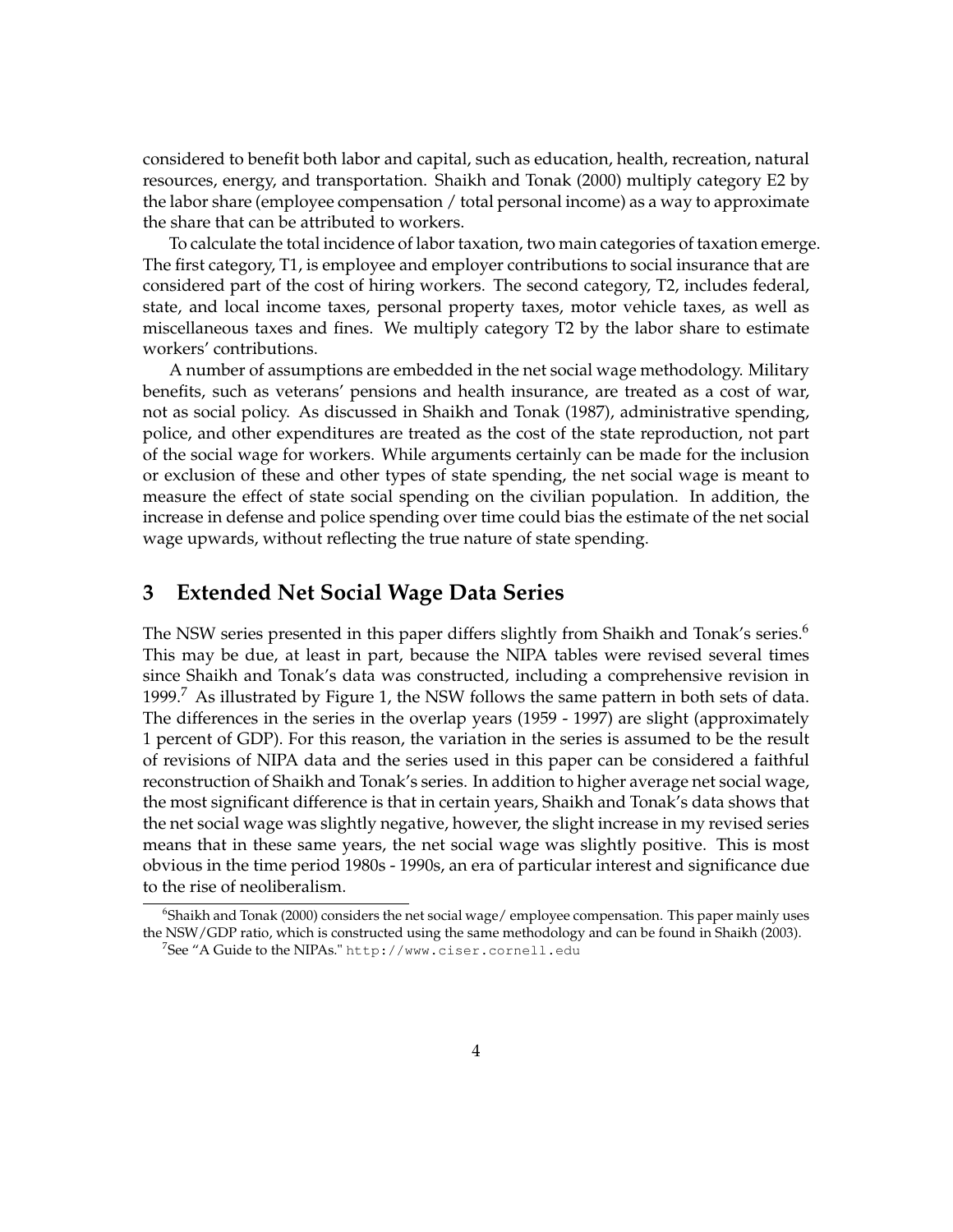considered to benefit both labor and capital, such as education, health, recreation, natural resources, energy, and transportation. Shaikh and Tonak (2000) multiply category E2 by the labor share (employee compensation / total personal income) as a way to approximate the share that can be attributed to workers.

To calculate the total incidence of labor taxation, two main categories of taxation emerge. The first category, T1, is employee and employer contributions to social insurance that are considered part of the cost of hiring workers. The second category, T2, includes federal, state, and local income taxes, personal property taxes, motor vehicle taxes, as well as miscellaneous taxes and fines. We multiply category T2 by the labor share to estimate workers' contributions.

A number of assumptions are embedded in the net social wage methodology. Military benefits, such as veterans' pensions and health insurance, are treated as a cost of war, not as social policy. As discussed in Shaikh and Tonak (1987), administrative spending, police, and other expenditures are treated as the cost of the state reproduction, not part of the social wage for workers. While arguments certainly can be made for the inclusion or exclusion of these and other types of state spending, the net social wage is meant to measure the effect of state social spending on the civilian population. In addition, the increase in defense and police spending over time could bias the estimate of the net social wage upwards, without reflecting the true nature of state spending.

## 3 Extended Net Social Wage Data Series

The NSW series presented in this paper differs slightly from Shaikh and Tonak's series.[6] This may be due, at least in part, because the NIPA tables were revised several times since Shaikh and Tonak's data was constructed, including a comprehensive revision in 1999.[7] As illustrated by Figure 1, the NSW follows the same pattern in both sets of data. The differences in the series in the overlap years (1959 - 1997) are slight (approximately 1 percent of GDP). For this reason, the variation in the series is assumed to be the result of revisions of NIPA data and the series used in this paper can be considered a faithful reconstruction of Shaikh and Tonak's series. In addition to higher average net social wage, the most significant difference is that in certain years, Shaikh and Tonak's data shows that the net social wage was slightly negative, however, the slight increase in my revised series means that in these same years, the net social wage was slightly positive. This is most obvious in the time period 1980s - 1990s, an era of particular interest and significance due to the rise of neoliberalism.

[6] Shaikh and Tonak (2000) considers the net social wage/ employee compensation. This paper mainly uses the NSW/GDP ratio, which is constructed using the same methodology and can be found in Shaikh (2003).

[7] See "A Guide to the NIPAs." http://www.ciser.cornell.edu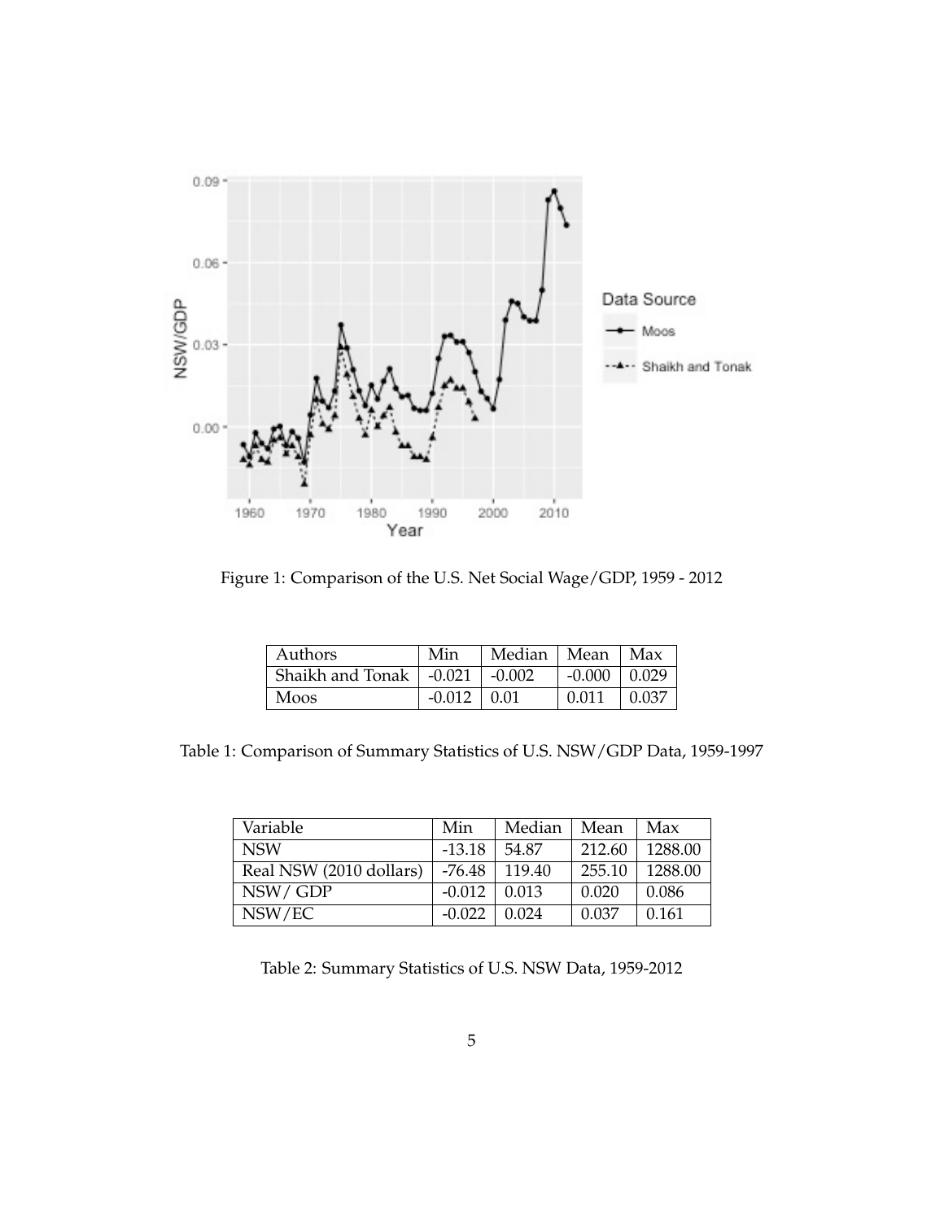Figure 1: Comparison of the U.S. Net Social Wage/GDP, 1959 - 2012

| Authors | Min | Median | Mean | Max |
|---|---|---|---|---|
| Shaikh and Tonak | -0.021 | -0.002 | -0.000 | 0.029 |
| Moos | -0.012 | 0.01 | 0.011 | 0.037 |

Table 1: Comparison of Summary Statistics of U.S. NSW/GDP Data, 1959-1997

| Variable | Min | Median | Mean | Max |
|---|---|---|---|---|
| NSW | -13.18 | 54.87 | 212.60 | 1288.00 |
| Real NSW (2010 dollars) | -76.48 | 119.40 | 255.10 | 1288.00 |
| NSW/ GDP | -0.012 | 0.013 | 0.020 | 0.086 |
| NSW/EC | -0.022 | 0.024 | 0.037 | 0.161 |

Table 2: Summary Statistics of U.S. NSW Data, 1959-2012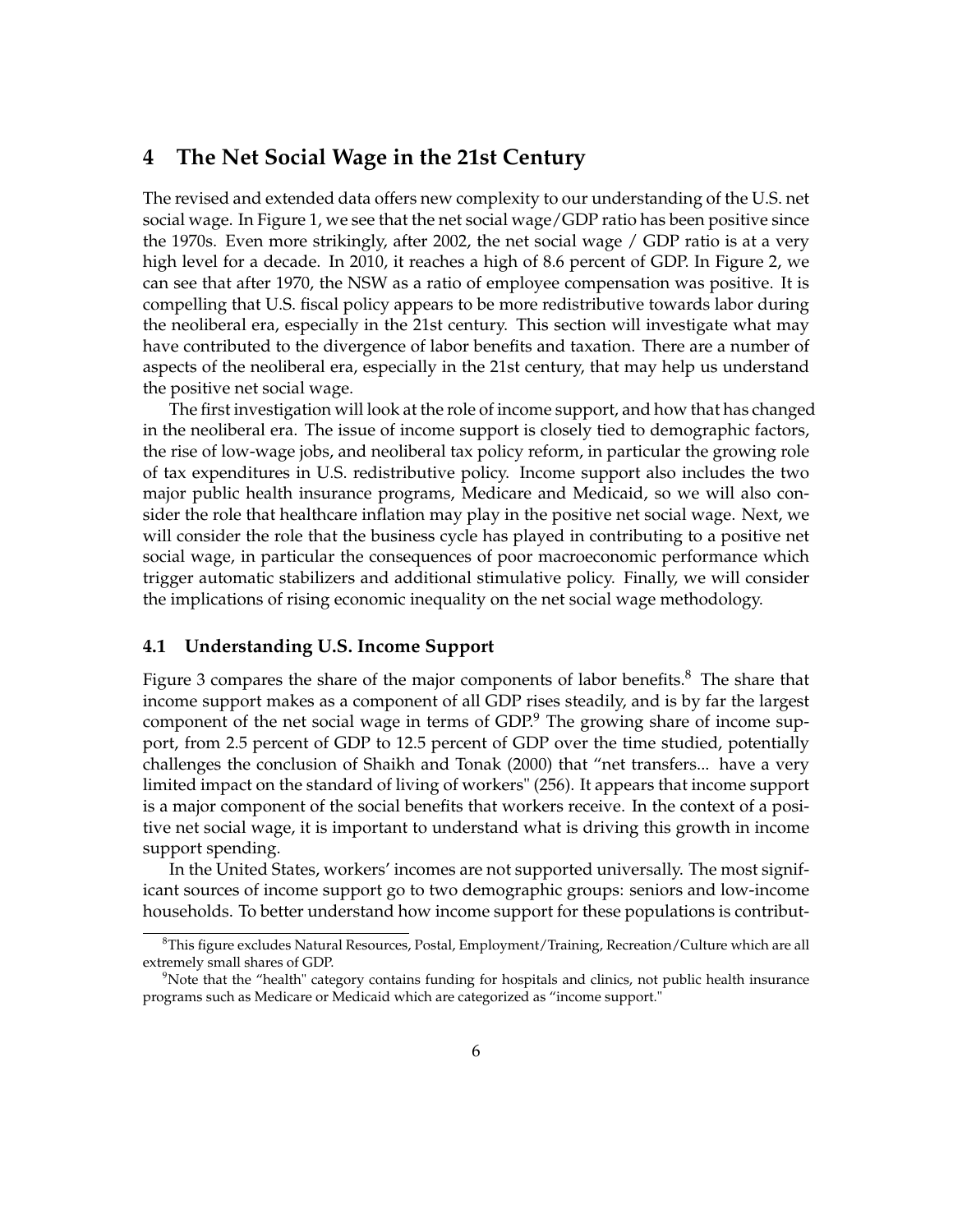## 4 The Net Social Wage in the 21st Century

The revised and extended data offers new complexity to our understanding of the U.S. net social wage. In Figure 1, we see that the net social wage/GDP ratio has been positive since the 1970s. Even more strikingly, after 2002, the net social wage / GDP ratio is at a very high level for a decade. In 2010, it reaches a high of 8.6 percent of GDP. In Figure 2, we can see that after 1970, the NSW as a ratio of employee compensation was positive. It is compelling that U.S. fiscal policy appears to be more redistributive towards labor during the neoliberal era, especially in the 21st century. This section will investigate what may have contributed to the divergence of labor benefits and taxation. There are a number of aspects of the neoliberal era, especially in the 21st century, that may help us understand the positive net social wage.

The first investigation will look at the role of income support, and how that has changed in the neoliberal era. The issue of income support is closely tied to demographic factors, the rise of low-wage jobs, and neoliberal tax policy reform, in particular the growing role of tax expenditures in U.S. redistributive policy. Income support also includes the two major public health insurance programs, Medicare and Medicaid, so we will also consider the role that healthcare inflation may play in the positive net social wage. Next, we will consider the role that the business cycle has played in contributing to a positive net social wage, in particular the consequences of poor macroeconomic performance which trigger automatic stabilizers and additional stimulative policy. Finally, we will consider the implications of rising economic inequality on the net social wage methodology.

### 4.1 Understanding U.S. Income Support

Figure 3 compares the share of the major components of labor benefits.[8] The share that income support makes as a component of all GDP rises steadily, and is by far the largest component of the net social wage in terms of GDP.[9] The growing share of income support, from 2.5 percent of GDP to 12.5 percent of GDP over the time studied, potentially challenges the conclusion of Shaikh and Tonak (2000) that "net transfers... have a very limited impact on the standard of living of workers" (256). It appears that income support is a major component of the social benefits that workers receive. In the context of a positive net social wage, it is important to understand what is driving this growth in income support spending.

In the United States, workers' incomes are not supported universally. The most significant sources of income support go to two demographic groups: seniors and low-income households. To better understand how income support for these populations is contribut-

[8] This figure excludes Natural Resources, Postal, Employment/Training, Recreation/Culture which are all extremely small shares of GDP.

[9] Note that the "health" category contains funding for hospitals and clinics, not public health insurance programs such as Medicare or Medicaid which are categorized as "income support."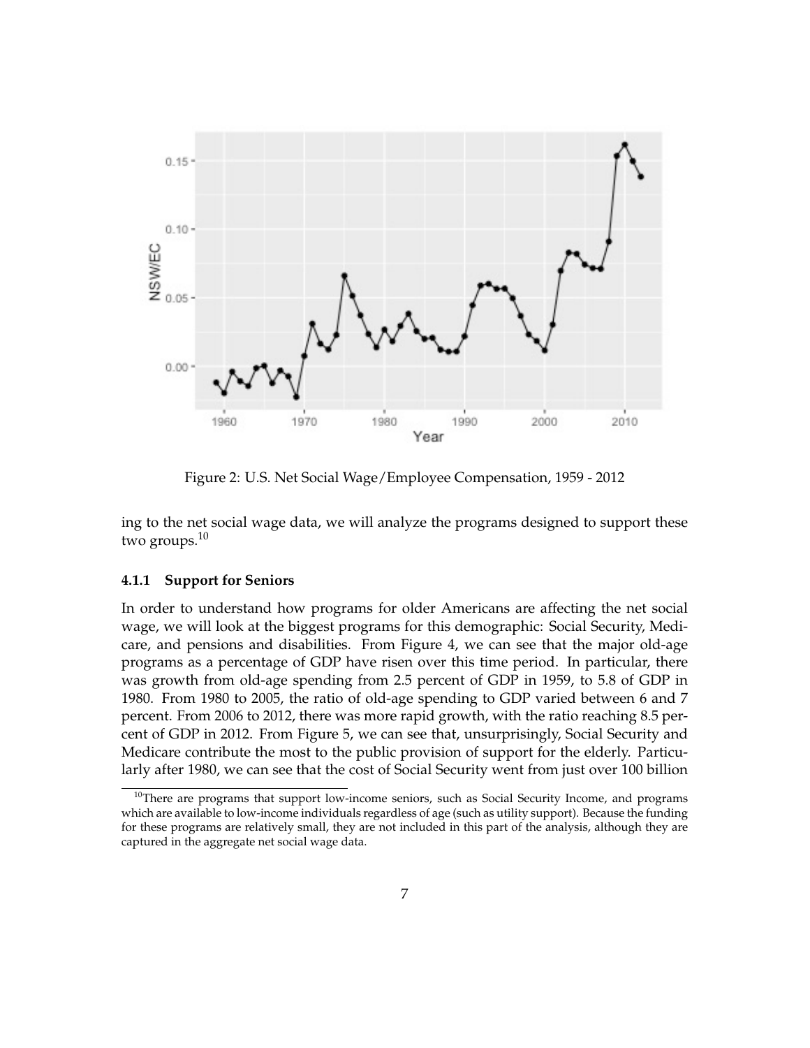Figure 2: U.S. Net Social Wage/Employee Compensation, 1959 - 2012

ing to the net social wage data, we will analyze the programs designed to support these two groups.[10]

#### 4.1.1 Support for Seniors

In order to understand how programs for older Americans are affecting the net social wage, we will look at the biggest programs for this demographic: Social Security, Medicare, and pensions and disabilities. From Figure 4, we can see that the major old-age programs as a percentage of GDP have risen over this time period. In particular, there was growth from old-age spending from 2.5 percent of GDP in 1959, to 5.8 of GDP in 1980. From 1980 to 2005, the ratio of old-age spending to GDP varied between 6 and 7 percent. From 2006 to 2012, there was more rapid growth, with the ratio reaching 8.5 percent of GDP in 2012. From Figure 5, we can see that, unsurprisingly, Social Security and Medicare contribute the most to the public provision of support for the elderly. Particularly after 1980, we can see that the cost of Social Security went from just over 100 billion

[10] There are programs that support low-income seniors, such as Social Security Income, and programs which are available to low-income individuals regardless of age (such as utility support). Because the funding for these programs are relatively small, they are not included in this part of the analysis, although they are captured in the aggregate net social wage data.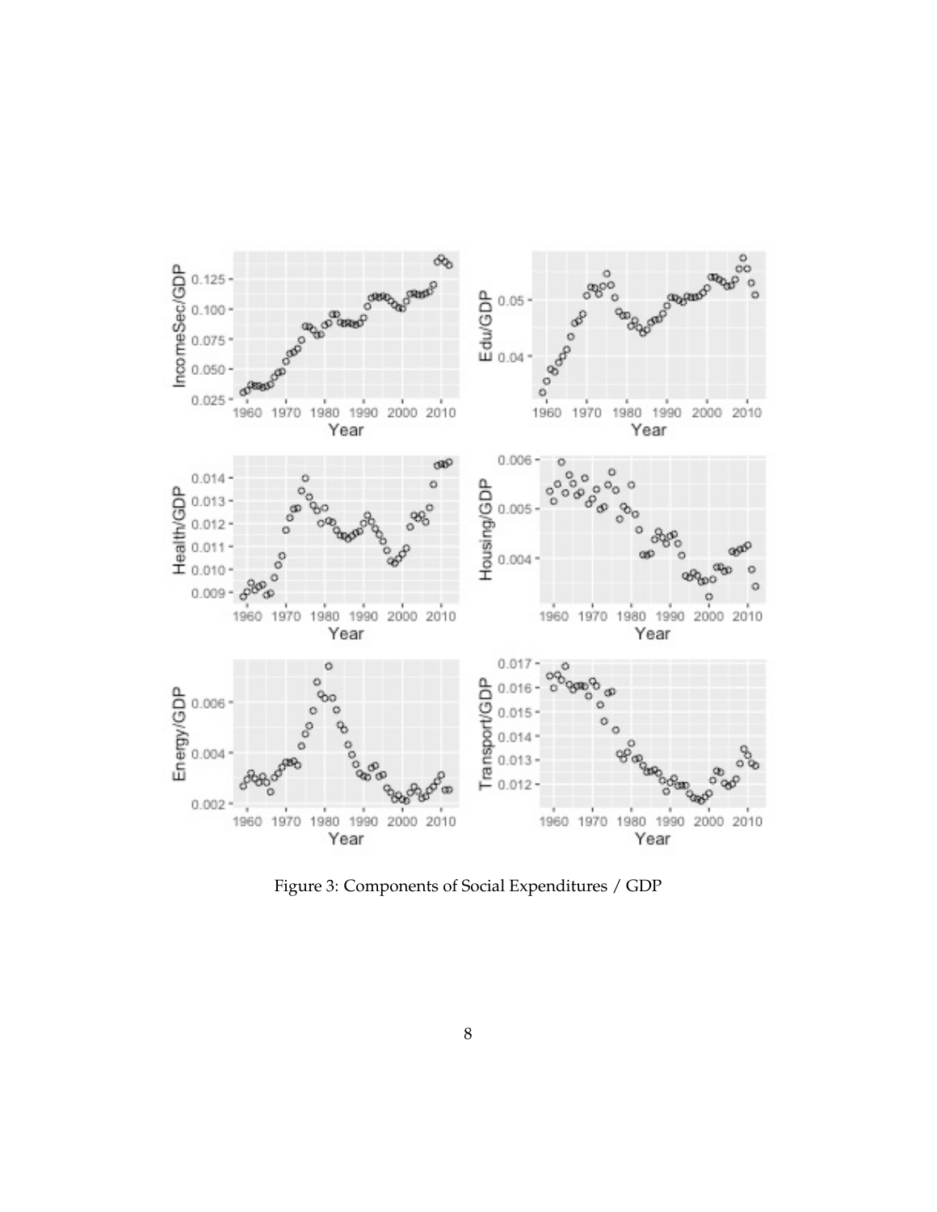Figure 3: Components of Social Expenditures / GDP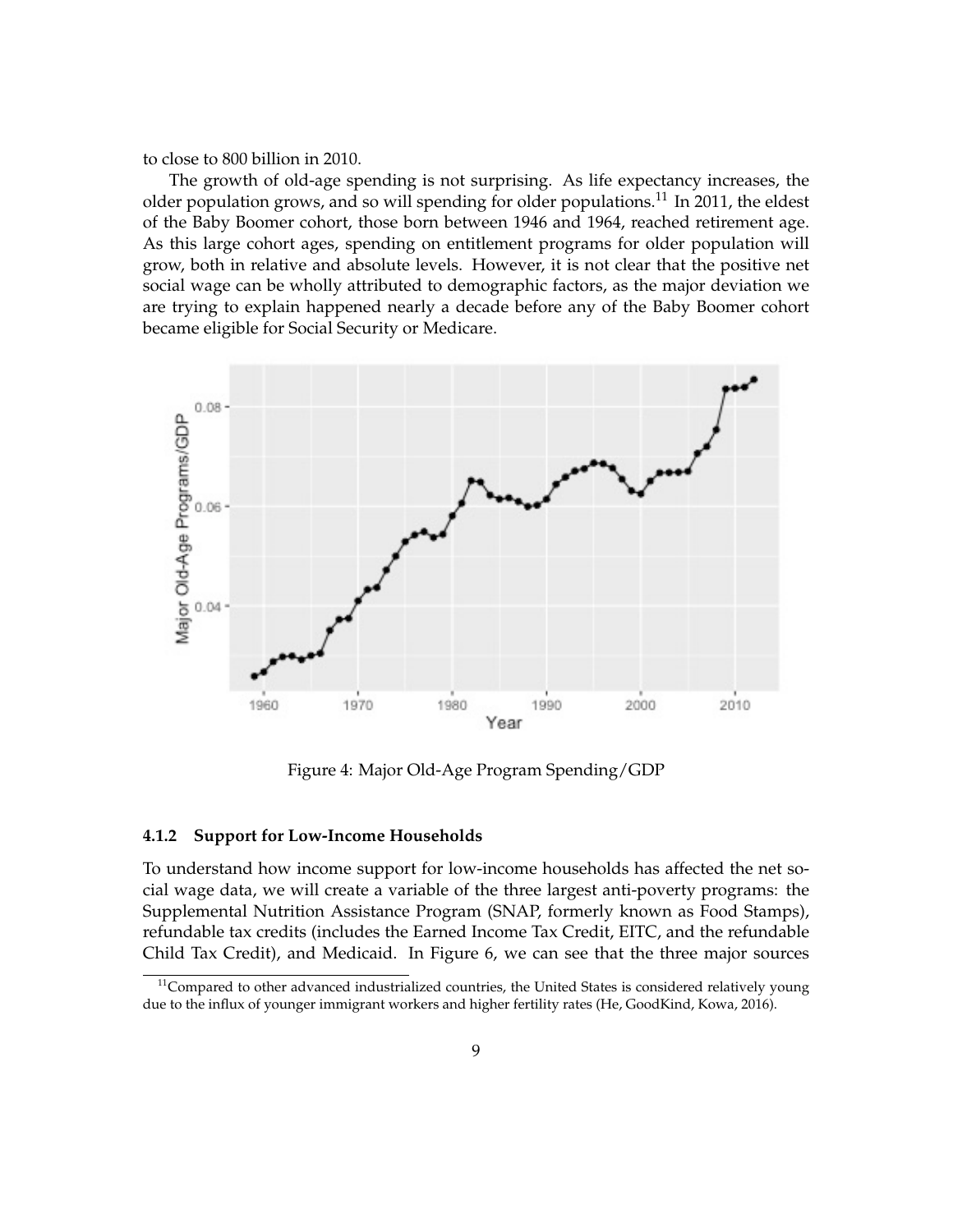to close to 800 billion in 2010.

The growth of old-age spending is not surprising. As life expectancy increases, the older population grows, and so will spending for older populations.[11] In 2011, the eldest of the Baby Boomer cohort, those born between 1946 and 1964, reached retirement age. As this large cohort ages, spending on entitlement programs for older population will grow, both in relative and absolute levels. However, it is not clear that the positive net social wage can be wholly attributed to demographic factors, as the major deviation we are trying to explain happened nearly a decade before any of the Baby Boomer cohort became eligible for Social Security or Medicare.

Figure 4: Major Old-Age Program Spending/GDP

#### 4.1.2 Support for Low-Income Households

To understand how income support for low-income households has affected the net social wage data, we will create a variable of the three largest anti-poverty programs: the Supplemental Nutrition Assistance Program (SNAP, formerly known as Food Stamps), refundable tax credits (includes the Earned Income Tax Credit, EITC, and the refundable Child Tax Credit), and Medicaid. In Figure 6, we can see that the three major sources

[11] Compared to other advanced industrialized countries, the United States is considered relatively young due to the influx of younger immigrant workers and higher fertility rates (He, GoodKind, Kowa, 2016).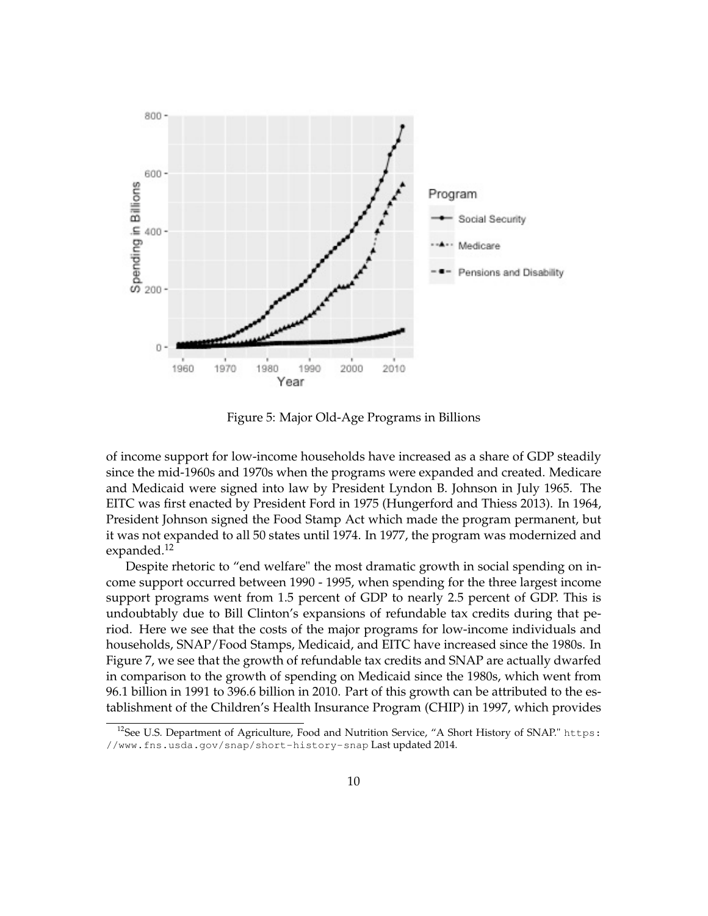Figure 5: Major Old-Age Programs in Billions

of income support for low-income households have increased as a share of GDP steadily since the mid-1960s and 1970s when the programs were expanded and created. Medicare and Medicaid were signed into law by President Lyndon B. Johnson in July 1965. The EITC was first enacted by President Ford in 1975 (Hungerford and Thiess 2013). In 1964, President Johnson signed the Food Stamp Act which made the program permanent, but it was not expanded to all 50 states until 1974. In 1977, the program was modernized and expanded.[12]

Despite rhetoric to "end welfare" the most dramatic growth in social spending on income support occurred between 1990 - 1995, when spending for the three largest income support programs went from 1.5 percent of GDP to nearly 2.5 percent of GDP. This is undoubtably due to Bill Clinton's expansions of refundable tax credits during that period. Here we see that the costs of the major programs for low-income individuals and households, SNAP/Food Stamps, Medicaid, and EITC have increased since the 1980s. In Figure 7, we see that the growth of refundable tax credits and SNAP are actually dwarfed in comparison to the growth of spending on Medicaid since the 1980s, which went from 96.1 billion in 1991 to 396.6 billion in 2010. Part of this growth can be attributed to the establishment of the Children's Health Insurance Program (CHIP) in 1997, which provides

[12]See U.S. Department of Agriculture, Food and Nutrition Service, "A Short History of SNAP." https://www.fns.usda.gov/snap/short-history-snap Last updated 2014.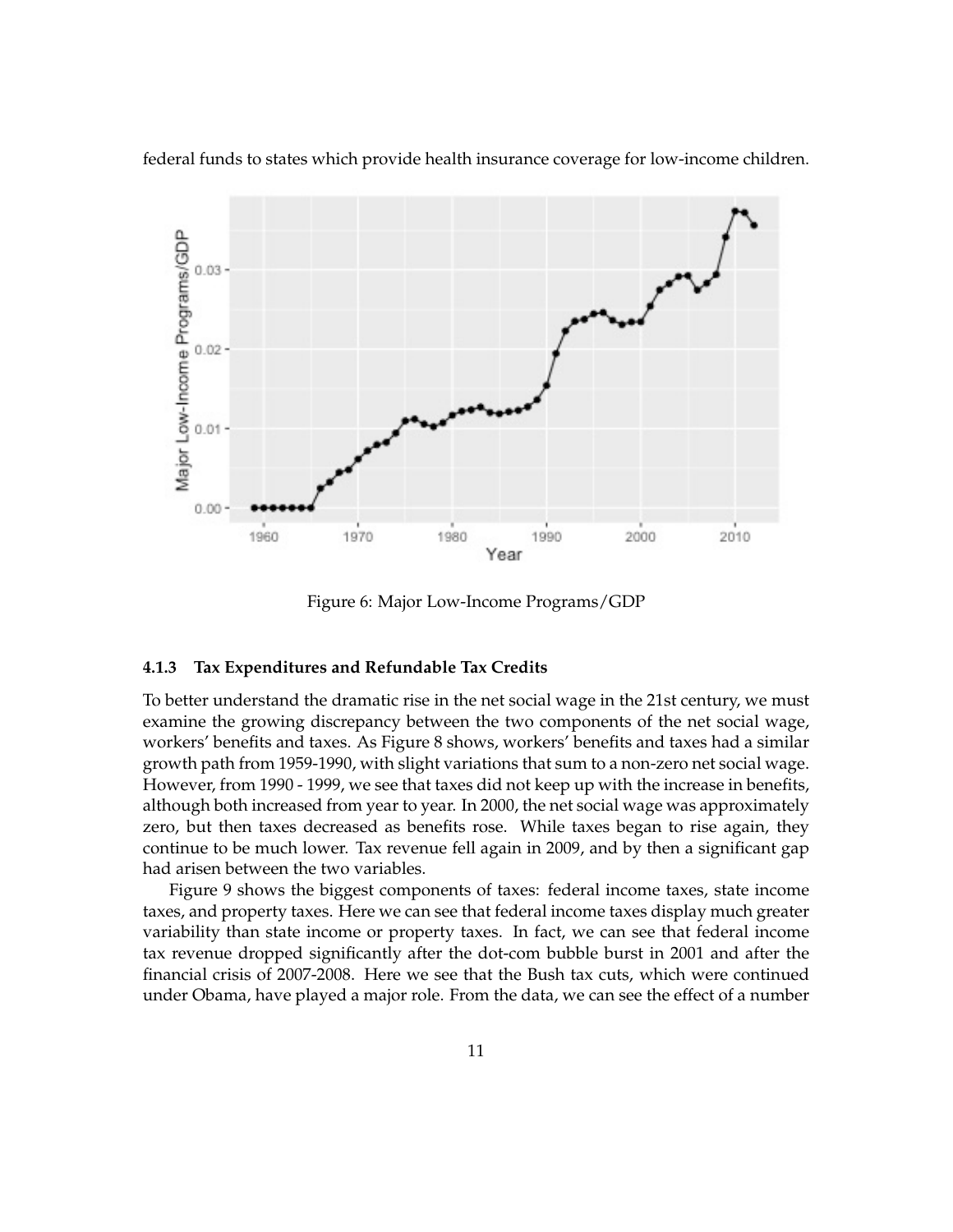federal funds to states which provide health insurance coverage for low-income children.

Figure 6: Major Low-Income Programs/GDP

### 4.1.3 Tax Expenditures and Refundable Tax Credits

To better understand the dramatic rise in the net social wage in the 21st century, we must examine the growing discrepancy between the two components of the net social wage, workers' benefits and taxes. As Figure 8 shows, workers' benefits and taxes had a similar growth path from 1959-1990, with slight variations that sum to a non-zero net social wage. However, from 1990 - 1999, we see that taxes did not keep up with the increase in benefits, although both increased from year to year. In 2000, the net social wage was approximately zero, but then taxes decreased as benefits rose. While taxes began to rise again, they continue to be much lower. Tax revenue fell again in 2009, and by then a significant gap had arisen between the two variables.

Figure 9 shows the biggest components of taxes: federal income taxes, state income taxes, and property taxes. Here we can see that federal income taxes display much greater variability than state income or property taxes. In fact, we can see that federal income tax revenue dropped significantly after the dot-com bubble burst in 2001 and after the financial crisis of 2007-2008. Here we see that the Bush tax cuts, which were continued under Obama, have played a major role. From the data, we can see the effect of a number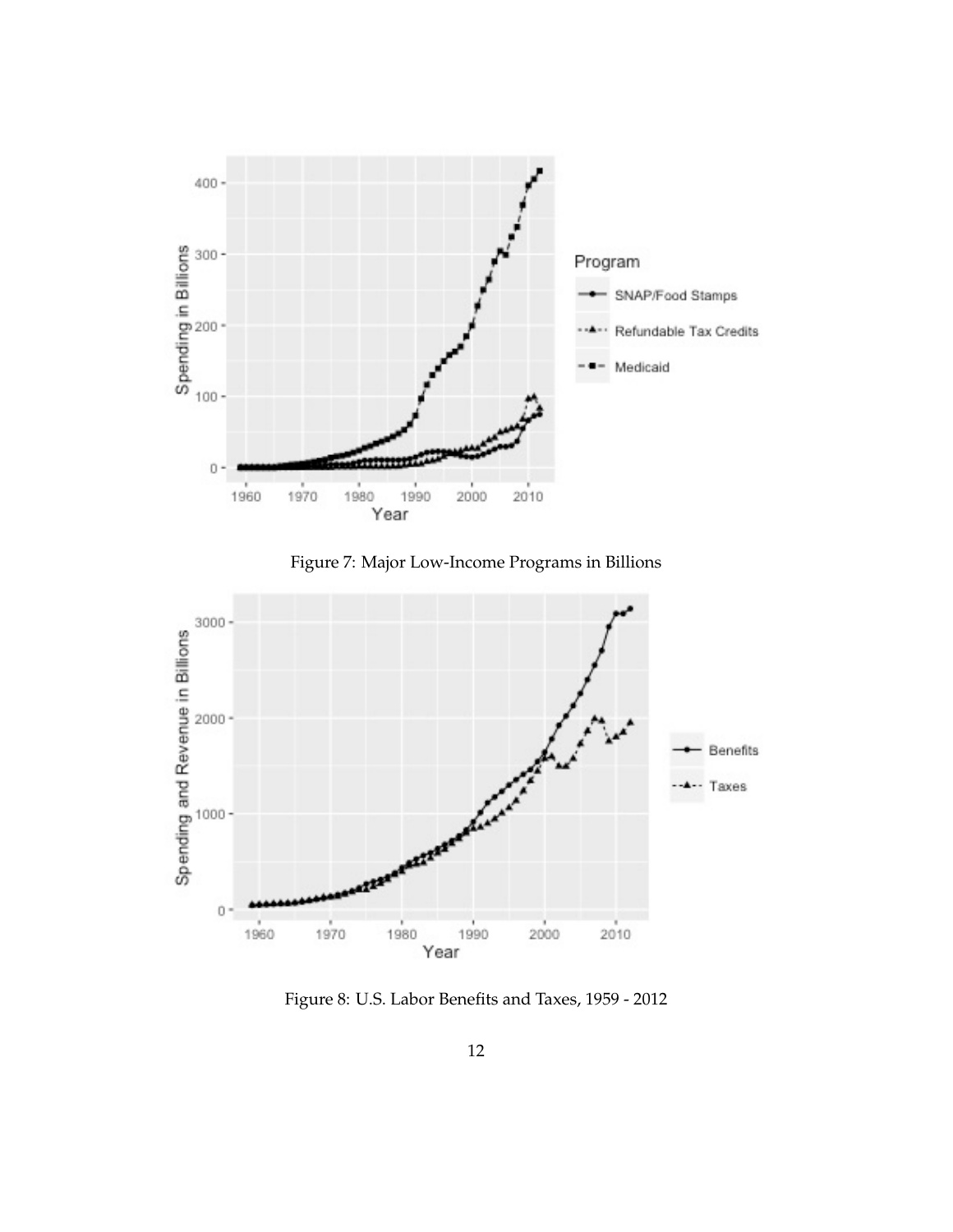Figure 7: Major Low-Income Programs in Billions

Figure 8: U.S. Labor Benefits and Taxes, 1959 - 2012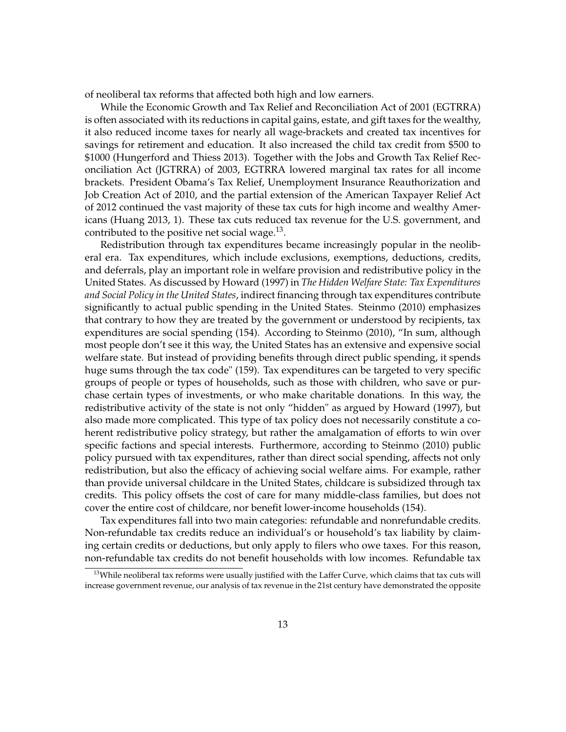of neoliberal tax reforms that affected both high and low earners.

While the Economic Growth and Tax Relief and Reconciliation Act of 2001 (EGTRRA) is often associated with its reductions in capital gains, estate, and gift taxes for the wealthy, it also reduced income taxes for nearly all wage-brackets and created tax incentives for savings for retirement and education. It also increased the child tax credit from $500 to $1000 (Hungerford and Thiess 2013). Together with the Jobs and Growth Tax Relief Reconciliation Act (JGTRRA) of 2003, EGTRRA lowered marginal tax rates for all income brackets. President Obama's Tax Relief, Unemployment Insurance Reauthorization and Job Creation Act of 2010, and the partial extension of the American Taxpayer Relief Act of 2012 continued the vast majority of these tax cuts for high income and wealthy Americans (Huang 2013, 1). These tax cuts reduced tax revenue for the U.S. government, and contributed to the positive net social wage.[13].

Redistribution through tax expenditures became increasingly popular in the neoliberal era. Tax expenditures, which include exclusions, exemptions, deductions, credits, and deferrals, play an important role in welfare provision and redistributive policy in the United States. As discussed by Howard (1997) in *The Hidden Welfare State: Tax Expenditures and Social Policy in the United States*, indirect financing through tax expenditures contribute significantly to actual public spending in the United States. Steinmo (2010) emphasizes that contrary to how they are treated by the government or understood by recipients, tax expenditures are social spending (154). According to Steinmo (2010), "In sum, although most people don't see it this way, the United States has an extensive and expensive social welfare state. But instead of providing benefits through direct public spending, it spends huge sums through the tax code" (159). Tax expenditures can be targeted to very specific groups of people or types of households, such as those with children, who save or purchase certain types of investments, or who make charitable donations. In this way, the redistributive activity of the state is not only "hidden" as argued by Howard (1997), but also made more complicated. This type of tax policy does not necessarily constitute a coherent redistributive policy strategy, but rather the amalgamation of efforts to win over specific factions and special interests. Furthermore, according to Steinmo (2010) public policy pursued with tax expenditures, rather than direct social spending, affects not only redistribution, but also the efficacy of achieving social welfare aims. For example, rather than provide universal childcare in the United States, childcare is subsidized through tax credits. This policy offsets the cost of care for many middle-class families, but does not cover the entire cost of childcare, nor benefit lower-income households (154).

Tax expenditures fall into two main categories: refundable and nonrefundable credits. Non-refundable tax credits reduce an individual's or household's tax liability by claiming certain credits or deductions, but only apply to filers who owe taxes. For this reason, non-refundable tax credits do not benefit households with low incomes. Refundable tax

[13]While neoliberal tax reforms were usually justified with the Laffer Curve, which claims that tax cuts will increase government revenue, our analysis of tax revenue in the 21st century have demonstrated the opposite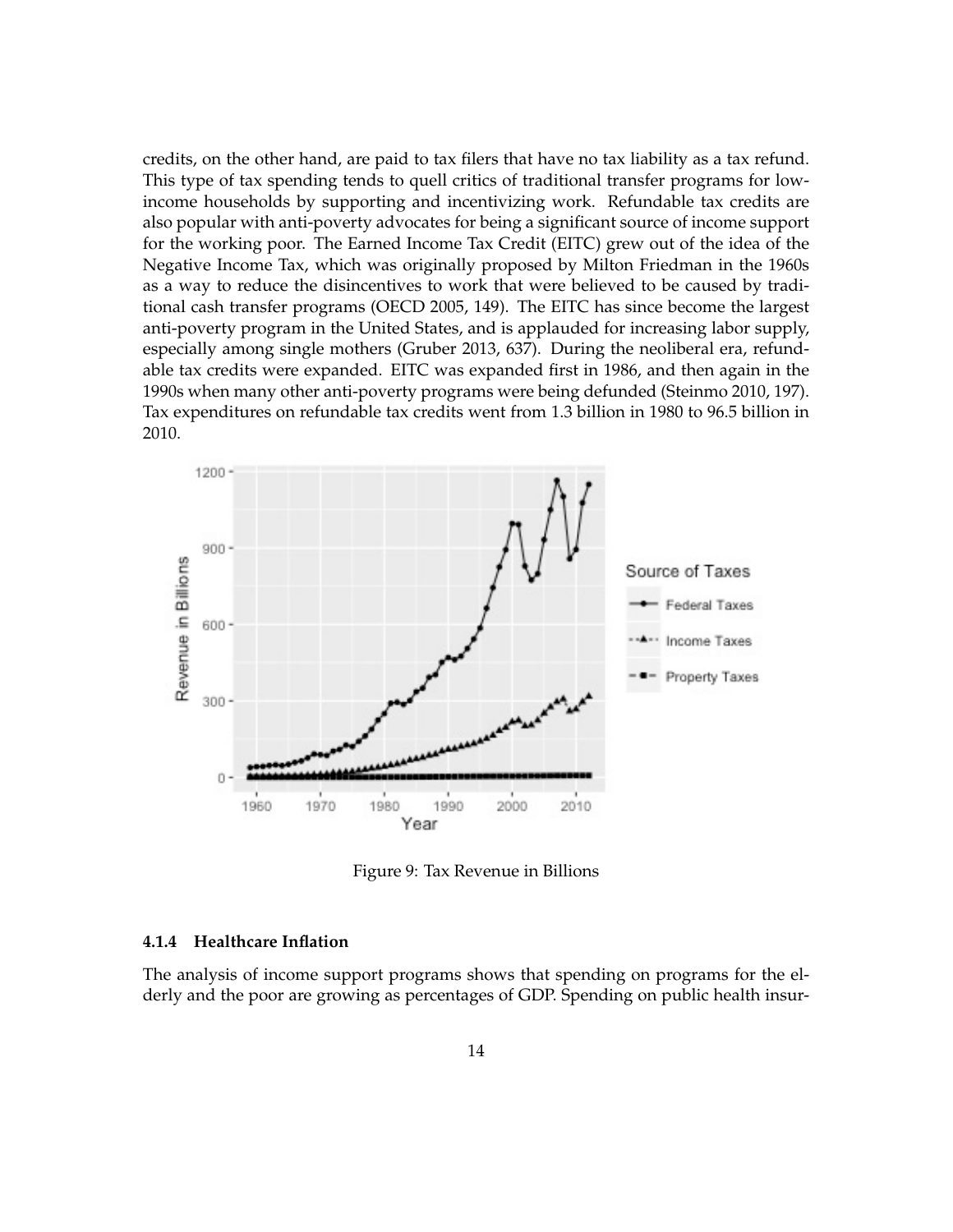credits, on the other hand, are paid to tax filers that have no tax liability as a tax refund. This type of tax spending tends to quell critics of traditional transfer programs for low-income households by supporting and incentivizing work. Refundable tax credits are also popular with anti-poverty advocates for being a significant source of income support for the working poor. The Earned Income Tax Credit (EITC) grew out of the idea of the Negative Income Tax, which was originally proposed by Milton Friedman in the 1960s as a way to reduce the disincentives to work that were believed to be caused by traditional cash transfer programs (OECD 2005, 149). The EITC has since become the largest anti-poverty program in the United States, and is applauded for increasing labor supply, especially among single mothers (Gruber 2013, 637). During the neoliberal era, refundable tax credits were expanded. EITC was expanded first in 1986, and then again in the 1990s when many other anti-poverty programs were being defunded (Steinmo 2010, 197). Tax expenditures on refundable tax credits went from 1.3 billion in 1980 to 96.5 billion in 2010.

Figure 9: Tax Revenue in Billions

#### 4.1.4 Healthcare Inflation

The analysis of income support programs shows that spending on programs for the elderly and the poor are growing as percentages of GDP. Spending on public health insur-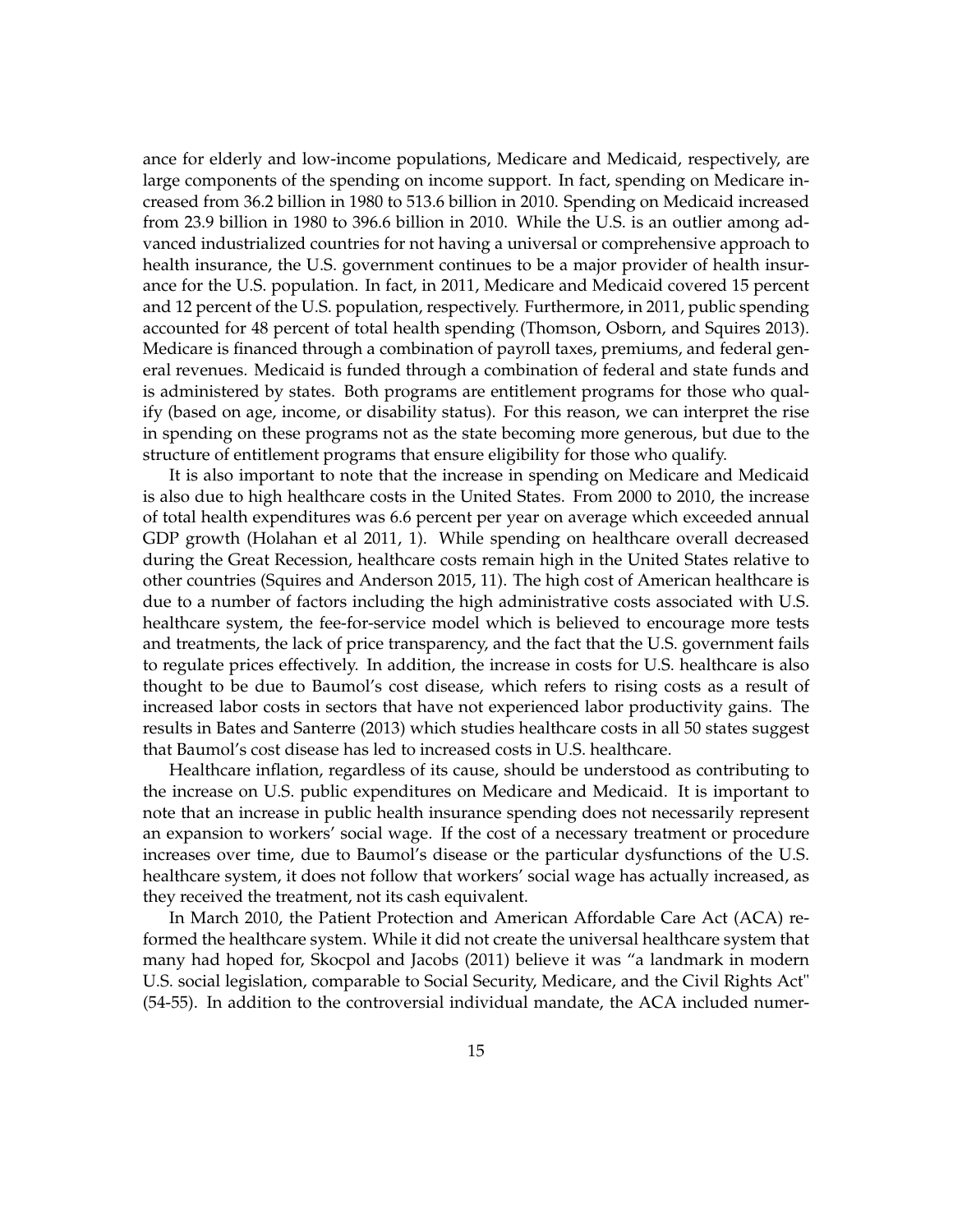ance for elderly and low-income populations, Medicare and Medicaid, respectively, are large components of the spending on income support. In fact, spending on Medicare increased from 36.2 billion in 1980 to 513.6 billion in 2010. Spending on Medicaid increased from 23.9 billion in 1980 to 396.6 billion in 2010. While the U.S. is an outlier among advanced industrialized countries for not having a universal or comprehensive approach to health insurance, the U.S. government continues to be a major provider of health insurance for the U.S. population. In fact, in 2011, Medicare and Medicaid covered 15 percent and 12 percent of the U.S. population, respectively. Furthermore, in 2011, public spending accounted for 48 percent of total health spending (Thomson, Osborn, and Squires 2013). Medicare is financed through a combination of payroll taxes, premiums, and federal general revenues. Medicaid is funded through a combination of federal and state funds and is administered by states. Both programs are entitlement programs for those who qualify (based on age, income, or disability status). For this reason, we can interpret the rise in spending on these programs not as the state becoming more generous, but due to the structure of entitlement programs that ensure eligibility for those who qualify.

It is also important to note that the increase in spending on Medicare and Medicaid is also due to high healthcare costs in the United States. From 2000 to 2010, the increase of total health expenditures was 6.6 percent per year on average which exceeded annual GDP growth (Holahan et al 2011, 1). While spending on healthcare overall decreased during the Great Recession, healthcare costs remain high in the United States relative to other countries (Squires and Anderson 2015, 11). The high cost of American healthcare is due to a number of factors including the high administrative costs associated with U.S. healthcare system, the fee-for-service model which is believed to encourage more tests and treatments, the lack of price transparency, and the fact that the U.S. government fails to regulate prices effectively. In addition, the increase in costs for U.S. healthcare is also thought to be due to Baumol's cost disease, which refers to rising costs as a result of increased labor costs in sectors that have not experienced labor productivity gains. The results in Bates and Santerre (2013) which studies healthcare costs in all 50 states suggest that Baumol's cost disease has led to increased costs in U.S. healthcare.

Healthcare inflation, regardless of its cause, should be understood as contributing to the increase on U.S. public expenditures on Medicare and Medicaid. It is important to note that an increase in public health insurance spending does not necessarily represent an expansion to workers' social wage. If the cost of a necessary treatment or procedure increases over time, due to Baumol's disease or the particular dysfunctions of the U.S. healthcare system, it does not follow that workers' social wage has actually increased, as they received the treatment, not its cash equivalent.

In March 2010, the Patient Protection and American Affordable Care Act (ACA) reformed the healthcare system. While it did not create the universal healthcare system that many had hoped for, Skocpol and Jacobs (2011) believe it was "a landmark in modern U.S. social legislation, comparable to Social Security, Medicare, and the Civil Rights Act" (54-55). In addition to the controversial individual mandate, the ACA included numer-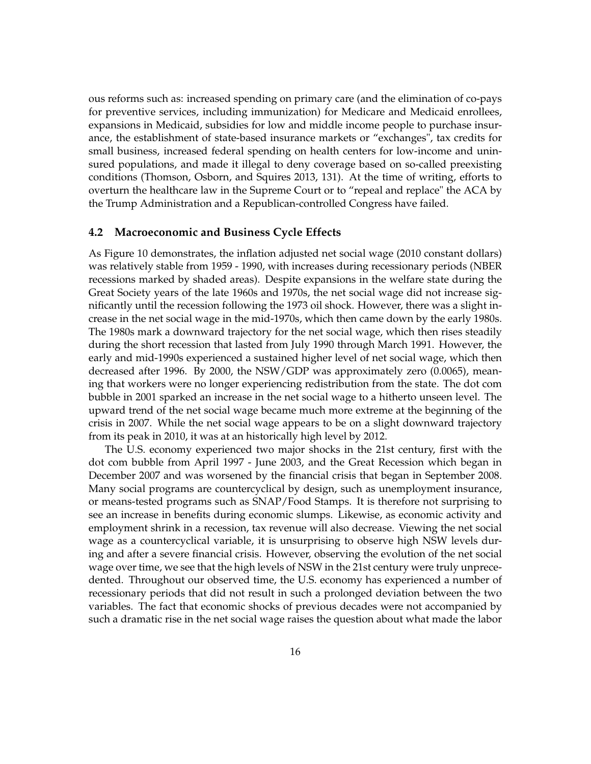ous reforms such as: increased spending on primary care (and the elimination of co-pays for preventive services, including immunization) for Medicare and Medicaid enrollees, expansions in Medicaid, subsidies for low and middle income people to purchase insurance, the establishment of state-based insurance markets or "exchanges", tax credits for small business, increased federal spending on health centers for low-income and uninsured populations, and made it illegal to deny coverage based on so-called preexisting conditions (Thomson, Osborn, and Squires 2013, 131). At the time of writing, efforts to overturn the healthcare law in the Supreme Court or to "repeal and replace" the ACA by the Trump Administration and a Republican-controlled Congress have failed.

### 4.2 Macroeconomic and Business Cycle Effects

As Figure 10 demonstrates, the inflation adjusted net social wage (2010 constant dollars) was relatively stable from 1959 - 1990, with increases during recessionary periods (NBER recessions marked by shaded areas). Despite expansions in the welfare state during the Great Society years of the late 1960s and 1970s, the net social wage did not increase significantly until the recession following the 1973 oil shock. However, there was a slight increase in the net social wage in the mid-1970s, which then came down by the early 1980s. The 1980s mark a downward trajectory for the net social wage, which then rises steadily during the short recession that lasted from July 1990 through March 1991. However, the early and mid-1990s experienced a sustained higher level of net social wage, which then decreased after 1996. By 2000, the NSW/GDP was approximately zero (0.0065), meaning that workers were no longer experiencing redistribution from the state. The dot com bubble in 2001 sparked an increase in the net social wage to a hitherto unseen level. The upward trend of the net social wage became much more extreme at the beginning of the crisis in 2007. While the net social wage appears to be on a slight downward trajectory from its peak in 2010, it was at an historically high level by 2012.

The U.S. economy experienced two major shocks in the 21st century, first with the dot com bubble from April 1997 - June 2003, and the Great Recession which began in December 2007 and was worsened by the financial crisis that began in September 2008. Many social programs are countercyclical by design, such as unemployment insurance, or means-tested programs such as SNAP/Food Stamps. It is therefore not surprising to see an increase in benefits during economic slumps. Likewise, as economic activity and employment shrink in a recession, tax revenue will also decrease. Viewing the net social wage as a countercyclical variable, it is unsurprising to observe high NSW levels during and after a severe financial crisis. However, observing the evolution of the net social wage over time, we see that the high levels of NSW in the 21st century were truly unprecedented. Throughout our observed time, the U.S. economy has experienced a number of recessionary periods that did not result in such a prolonged deviation between the two variables. The fact that economic shocks of previous decades were not accompanied by such a dramatic rise in the net social wage raises the question about what made the labor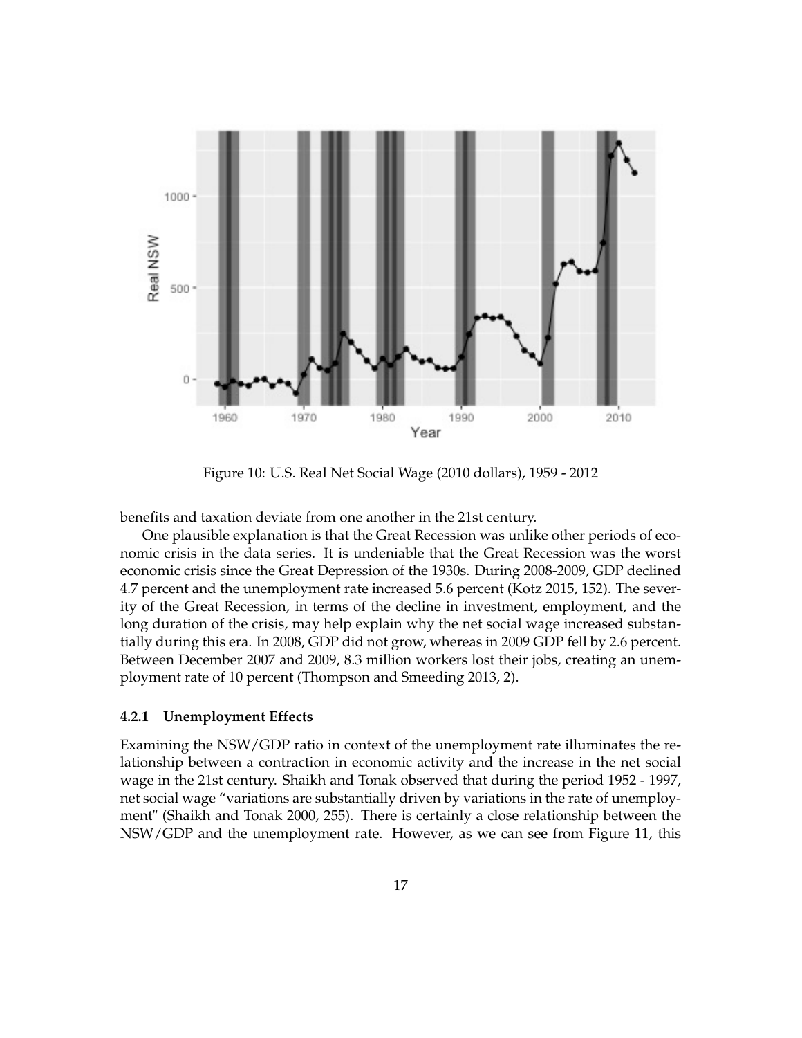Figure 10: U.S. Real Net Social Wage (2010 dollars), 1959 - 2012

benefits and taxation deviate from one another in the 21st century.

One plausible explanation is that the Great Recession was unlike other periods of economic crisis in the data series. It is undeniable that the Great Recession was the worst economic crisis since the Great Depression of the 1930s. During 2008-2009, GDP declined 4.7 percent and the unemployment rate increased 5.6 percent (Kotz 2015, 152). The severity of the Great Recession, in terms of the decline in investment, employment, and the long duration of the crisis, may help explain why the net social wage increased substantially during this era. In 2008, GDP did not grow, whereas in 2009 GDP fell by 2.6 percent. Between December 2007 and 2009, 8.3 million workers lost their jobs, creating an unemployment rate of 10 percent (Thompson and Smeeding 2013, 2).

#### 4.2.1 Unemployment Effects

Examining the NSW/GDP ratio in context of the unemployment rate illuminates the relationship between a contraction in economic activity and the increase in the net social wage in the 21st century. Shaikh and Tonak observed that during the period 1952 - 1997, net social wage "variations are substantially driven by variations in the rate of unemployment" (Shaikh and Tonak 2000, 255). There is certainly a close relationship between the NSW/GDP and the unemployment rate. However, as we can see from Figure 11, this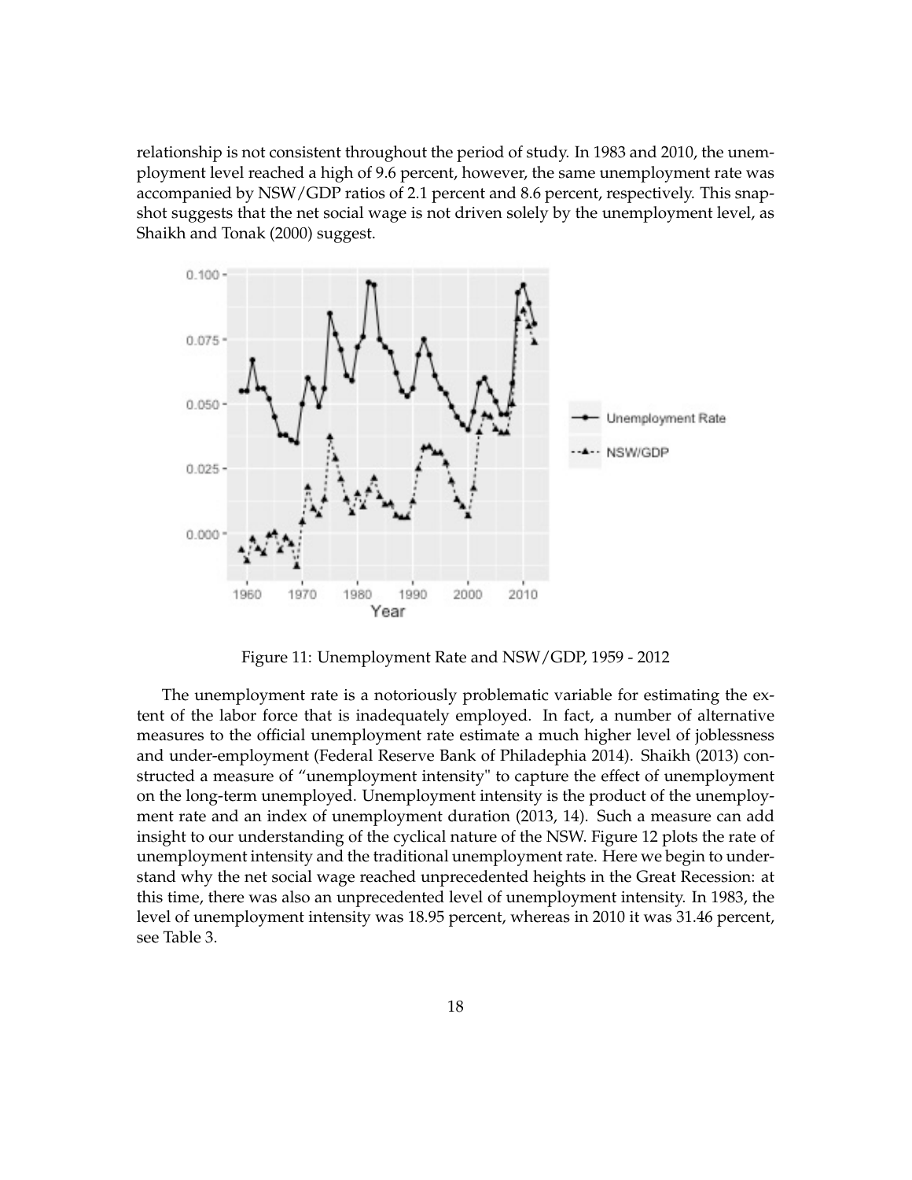relationship is not consistent throughout the period of study. In 1983 and 2010, the unemployment level reached a high of 9.6 percent, however, the same unemployment rate was accompanied by NSW/GDP ratios of 2.1 percent and 8.6 percent, respectively. This snapshot suggests that the net social wage is not driven solely by the unemployment level, as Shaikh and Tonak (2000) suggest.

Figure 11: Unemployment Rate and NSW/GDP, 1959 - 2012

The unemployment rate is a notoriously problematic variable for estimating the extent of the labor force that is inadequately employed. In fact, a number of alternative measures to the official unemployment rate estimate a much higher level of joblessness and under-employment (Federal Reserve Bank of Philadephia 2014). Shaikh (2013) constructed a measure of "unemployment intensity" to capture the effect of unemployment on the long-term unemployed. Unemployment intensity is the product of the unemployment rate and an index of unemployment duration (2013, 14). Such a measure can add insight to our understanding of the cyclical nature of the NSW. Figure 12 plots the rate of unemployment intensity and the traditional unemployment rate. Here we begin to understand why the net social wage reached unprecedented heights in the Great Recession: at this time, there was also an unprecedented level of unemployment intensity. In 1983, the level of unemployment intensity was 18.95 percent, whereas in 2010 it was 31.46 percent, see Table 3.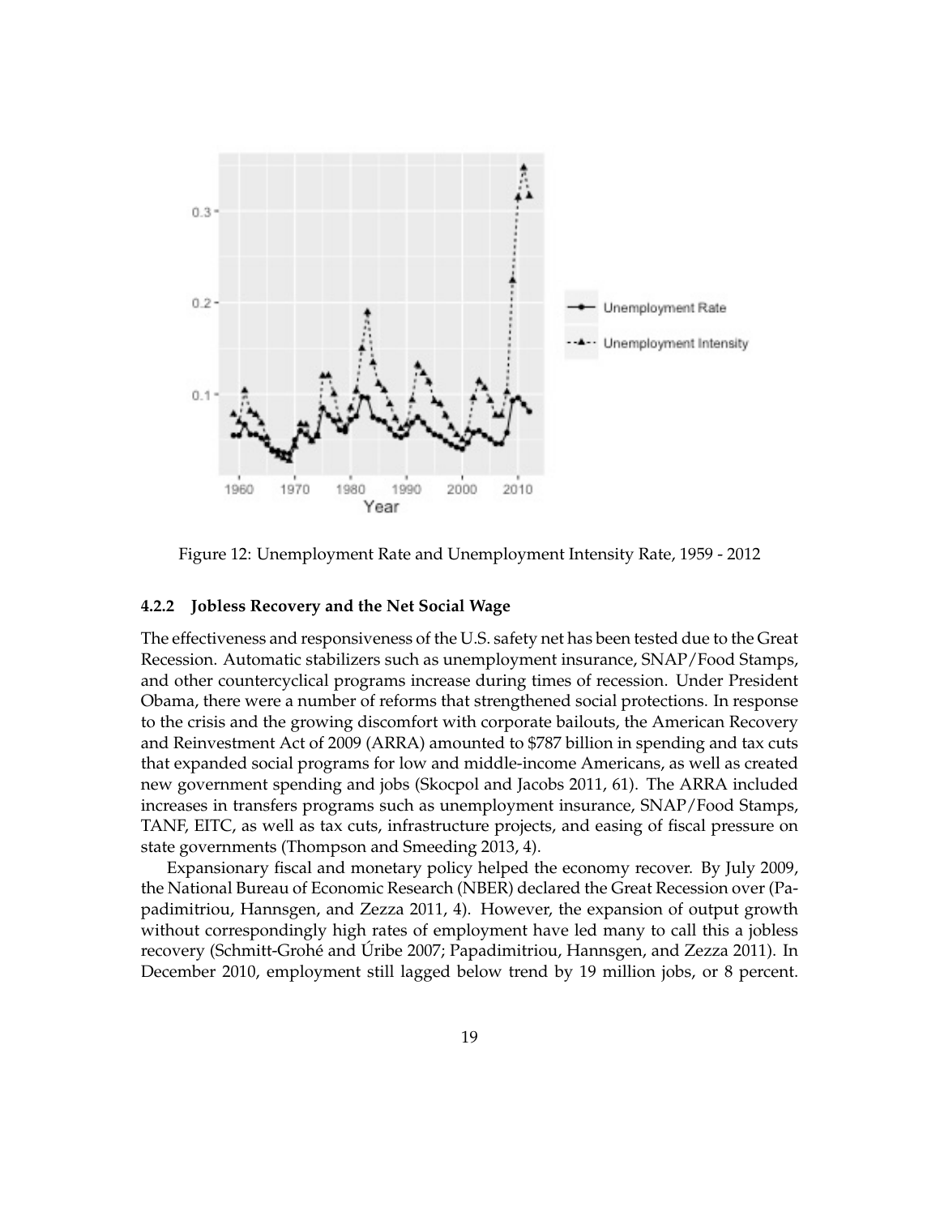Figure 12: Unemployment Rate and Unemployment Intensity Rate, 1959 - 2012

#### 4.2.2 Jobless Recovery and the Net Social Wage

The effectiveness and responsiveness of the U.S. safety net has been tested due to the Great Recession. Automatic stabilizers such as unemployment insurance, SNAP/Food Stamps, and other countercyclical programs increase during times of recession. Under President Obama, there were a number of reforms that strengthened social protections. In response to the crisis and the growing discomfort with corporate bailouts, the American Recovery and Reinvestment Act of 2009 (ARRA) amounted to $787 billion in spending and tax cuts that expanded social programs for low and middle-income Americans, as well as created new government spending and jobs (Skocpol and Jacobs 2011, 61). The ARRA included increases in transfers programs such as unemployment insurance, SNAP/Food Stamps, TANF, EITC, as well as tax cuts, infrastructure projects, and easing of fiscal pressure on state governments (Thompson and Smeeding 2013, 4).

Expansionary fiscal and monetary policy helped the economy recover. By July 2009, the National Bureau of Economic Research (NBER) declared the Great Recession over (Papadimitriou, Hannsgen, and Zezza 2011, 4). However, the expansion of output growth without correspondingly high rates of employment have led many to call this a jobless recovery (Schmitt-Grohé and Úribe 2007; Papadimitriou, Hannsgen, and Zezza 2011). In December 2010, employment still lagged below trend by 19 million jobs, or 8 percent.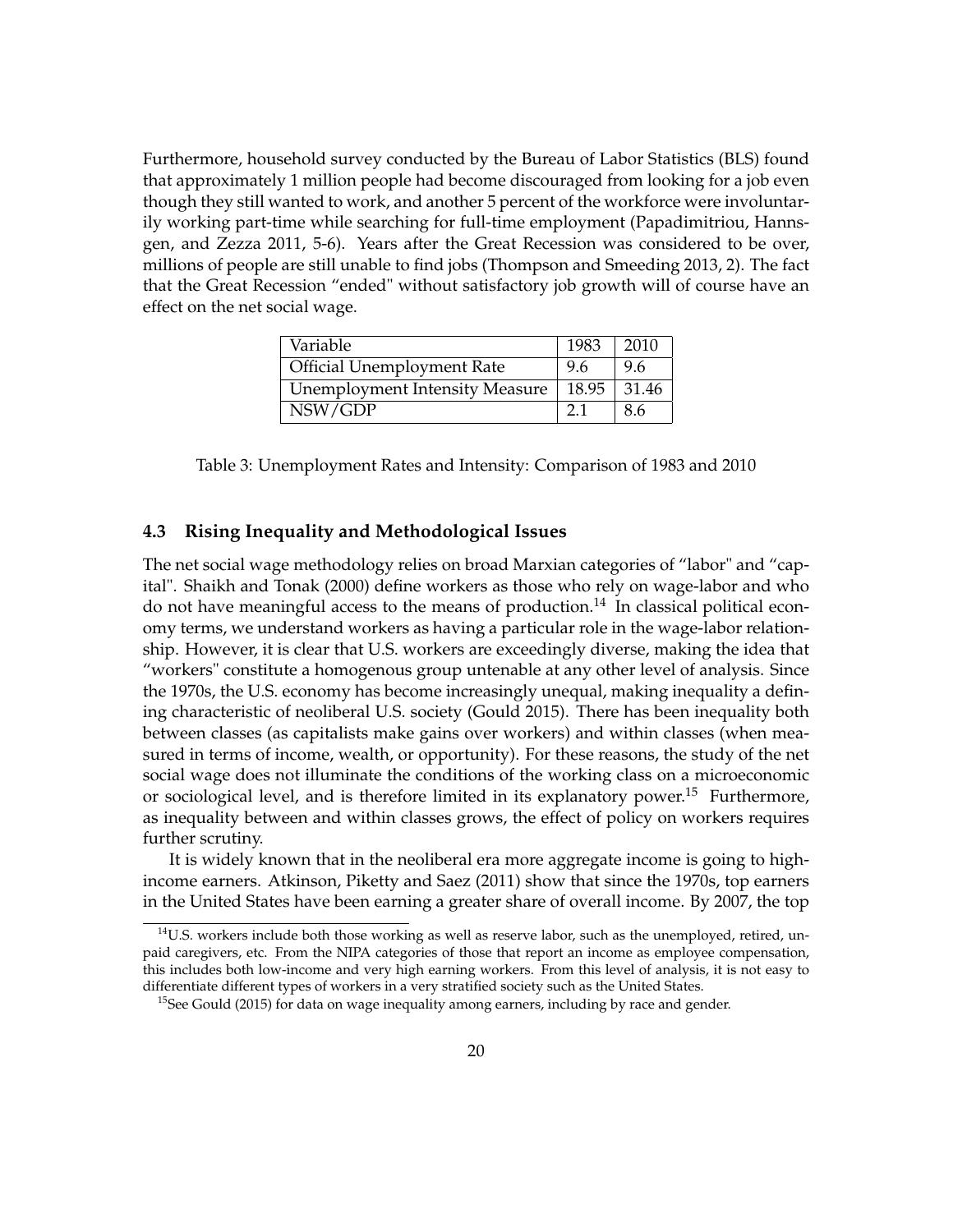Furthermore, household survey conducted by the Bureau of Labor Statistics (BLS) found that approximately 1 million people had become discouraged from looking for a job even though they still wanted to work, and another 5 percent of the workforce were involuntarily working part-time while searching for full-time employment (Papadimitriou, Hannsgen, and Zezza 2011, 5-6). Years after the Great Recession was considered to be over, millions of people are still unable to find jobs (Thompson and Smeeding 2013, 2). The fact that the Great Recession "ended" without satisfactory job growth will of course have an effect on the net social wage.

| Variable | 1983 | 2010 |
|---|---|---|
| Official Unemployment Rate | 9.6 | 9.6 |
| Unemployment Intensity Measure | 18.95 | 31.46 |
| NSW/GDP | 2.1 | 8.6 |

Table 3: Unemployment Rates and Intensity: Comparison of 1983 and 2010

### 4.3 Rising Inequality and Methodological Issues

The net social wage methodology relies on broad Marxian categories of "labor" and "capital". Shaikh and Tonak (2000) define workers as those who rely on wage-labor and who do not have meaningful access to the means of production.[14] In classical political economy terms, we understand workers as having a particular role in the wage-labor relationship. However, it is clear that U.S. workers are exceedingly diverse, making the idea that "workers" constitute a homogenous group untenable at any other level of analysis. Since the 1970s, the U.S. economy has become increasingly unequal, making inequality a defining characteristic of neoliberal U.S. society (Gould 2015). There has been inequality both between classes (as capitalists make gains over workers) and within classes (when measured in terms of income, wealth, or opportunity). For these reasons, the study of the net social wage does not illuminate the conditions of the working class on a microeconomic or sociological level, and is therefore limited in its explanatory power.[15] Furthermore, as inequality between and within classes grows, the effect of policy on workers requires further scrutiny.

It is widely known that in the neoliberal era more aggregate income is going to high-income earners. Atkinson, Piketty and Saez (2011) show that since the 1970s, top earners in the United States have been earning a greater share of overall income. By 2007, the top

[14] U.S. workers include both those working as well as reserve labor, such as the unemployed, retired, unpaid caregivers, etc. From the NIPA categories of those that report an income as employee compensation, this includes both low-income and very high earning workers. From this level of analysis, it is not easy to differentiate different types of workers in a very stratified society such as the United States.

[15] See Gould (2015) for data on wage inequality among earners, including by race and gender.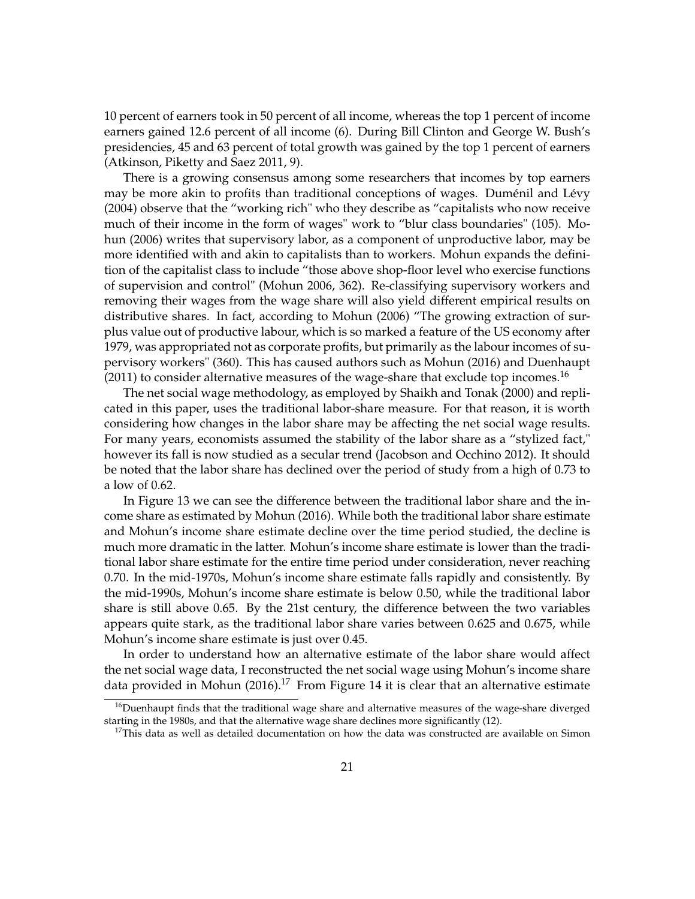10 percent of earners took in 50 percent of all income, whereas the top 1 percent of income earners gained 12.6 percent of all income (6). During Bill Clinton and George W. Bush's presidencies, 45 and 63 percent of total growth was gained by the top 1 percent of earners (Atkinson, Piketty and Saez 2011, 9).

There is a growing consensus among some researchers that incomes by top earners may be more akin to profits than traditional conceptions of wages. Duménil and Lévy (2004) observe that the "working rich" who they describe as "capitalists who now receive much of their income in the form of wages" work to "blur class boundaries" (105). Mohun (2006) writes that supervisory labor, as a component of unproductive labor, may be more identified with and akin to capitalists than to workers. Mohun expands the definition of the capitalist class to include "those above shop-floor level who exercise functions of supervision and control" (Mohun 2006, 362). Re-classifying supervisory workers and removing their wages from the wage share will also yield different empirical results on distributive shares. In fact, according to Mohun (2006) "The growing extraction of surplus value out of productive labour, which is so marked a feature of the US economy after 1979, was appropriated not as corporate profits, but primarily as the labour incomes of supervisory workers" (360). This has caused authors such as Mohun (2016) and Duenhaupt (2011) to consider alternative measures of the wage-share that exclude top incomes.[16]

The net social wage methodology, as employed by Shaikh and Tonak (2000) and replicated in this paper, uses the traditional labor-share measure. For that reason, it is worth considering how changes in the labor share may be affecting the net social wage results. For many years, economists assumed the stability of the labor share as a "stylized fact," however its fall is now studied as a secular trend (Jacobson and Occhino 2012). It should be noted that the labor share has declined over the period of study from a high of 0.73 to a low of 0.62.

In Figure 13 we can see the difference between the traditional labor share and the income share as estimated by Mohun (2016). While both the traditional labor share estimate and Mohun's income share estimate decline over the time period studied, the decline is much more dramatic in the latter. Mohun's income share estimate is lower than the traditional labor share estimate for the entire time period under consideration, never reaching 0.70. In the mid-1970s, Mohun's income share estimate falls rapidly and consistently. By the mid-1990s, Mohun's income share estimate is below 0.50, while the traditional labor share is still above 0.65. By the 21st century, the difference between the two variables appears quite stark, as the traditional labor share varies between 0.625 and 0.675, while Mohun's income share estimate is just over 0.45.

In order to understand how an alternative estimate of the labor share would affect the net social wage data, I reconstructed the net social wage using Mohun's income share data provided in Mohun (2016).[17] From Figure 14 it is clear that an alternative estimate

[16] Duenhaupt finds that the traditional wage share and alternative measures of the wage-share diverged starting in the 1980s, and that the alternative wage share declines more significantly (12).

[17] This data as well as detailed documentation on how the data was constructed are available on Simon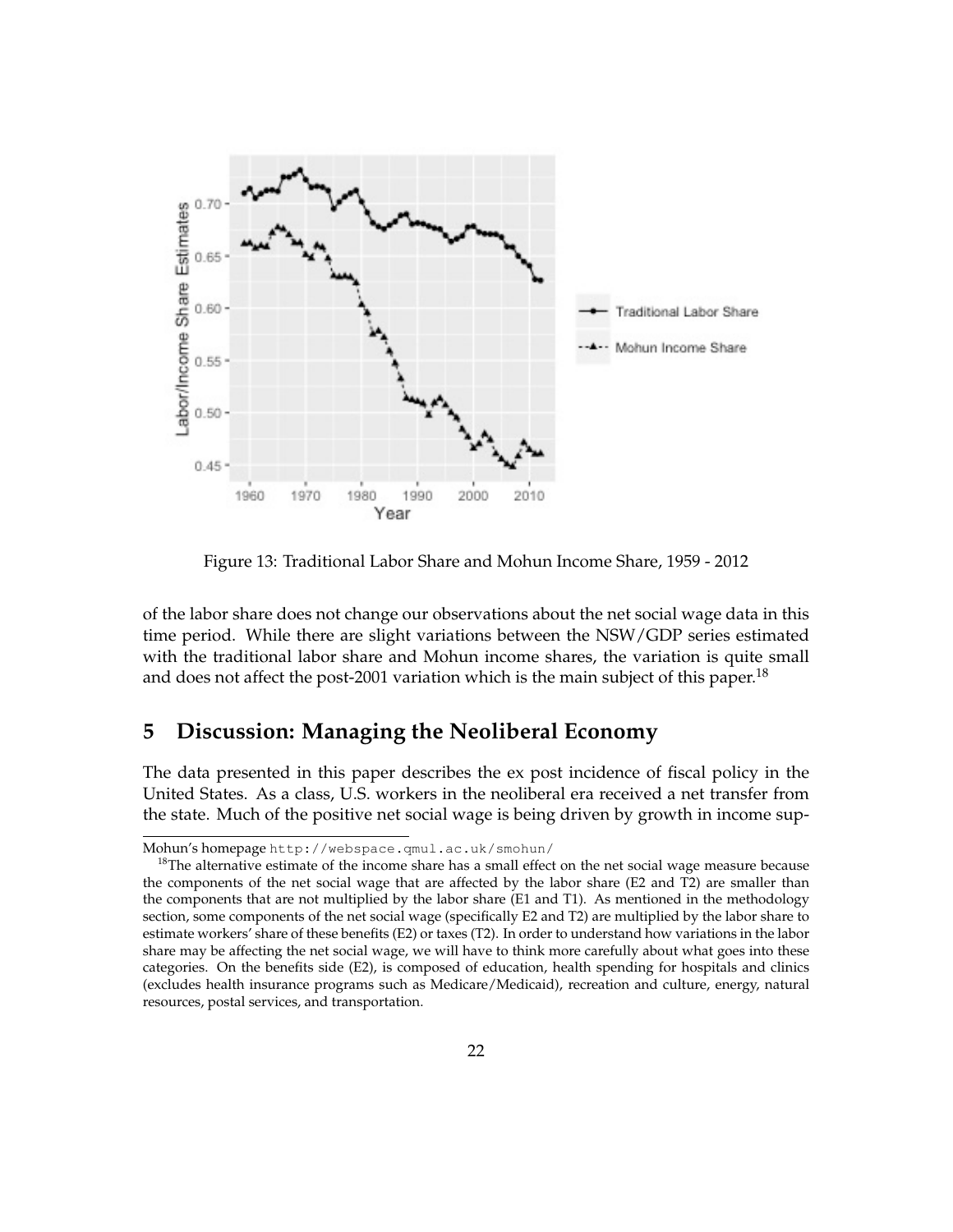Figure 13: Traditional Labor Share and Mohun Income Share, 1959 - 2012

of the labor share does not change our observations about the net social wage data in this time period. While there are slight variations between the NSW/GDP series estimated with the traditional labor share and Mohun income shares, the variation is quite small and does not affect the post-2001 variation which is the main subject of this paper.[18]

## 5 Discussion: Managing the Neoliberal Economy

The data presented in this paper describes the ex post incidence of fiscal policy in the United States. As a class, U.S. workers in the neoliberal era received a net transfer from the state. Much of the positive net social wage is being driven by growth in income sup-

---

Mohun's homepage http://webspace.qmul.ac.uk/smohun/

[18] The alternative estimate of the income share has a small effect on the net social wage measure because the components of the net social wage that are affected by the labor share (E2 and T2) are smaller than the components that are not multiplied by the labor share (E1 and T1). As mentioned in the methodology section, some components of the net social wage (specifically E2 and T2) are multiplied by the labor share to estimate workers' share of these benefits (E2) or taxes (T2). In order to understand how variations in the labor share may be affecting the net social wage, we will have to think more carefully about what goes into these categories. On the benefits side (E2), is composed of education, health spending for hospitals and clinics (excludes health insurance programs such as Medicare/Medicaid), recreation and culture, energy, natural resources, postal services, and transportation.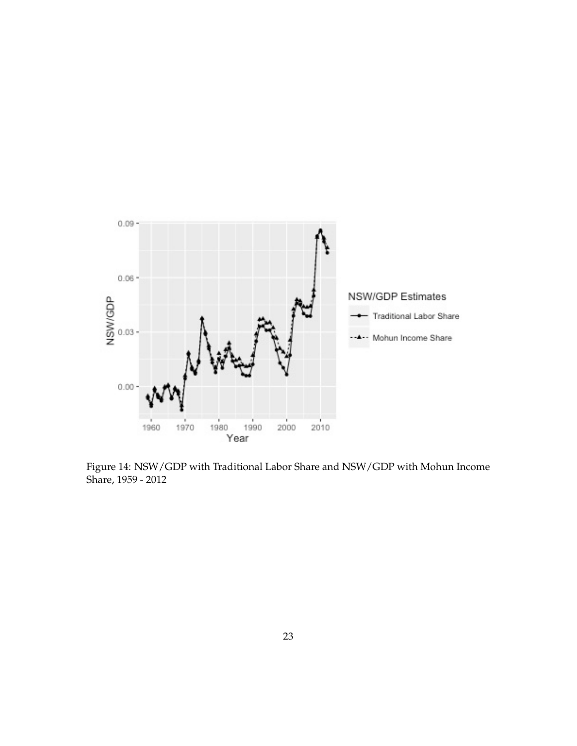Figure 14: NSW/GDP with Traditional Labor Share and NSW/GDP with Mohun Income Share, 1959 - 2012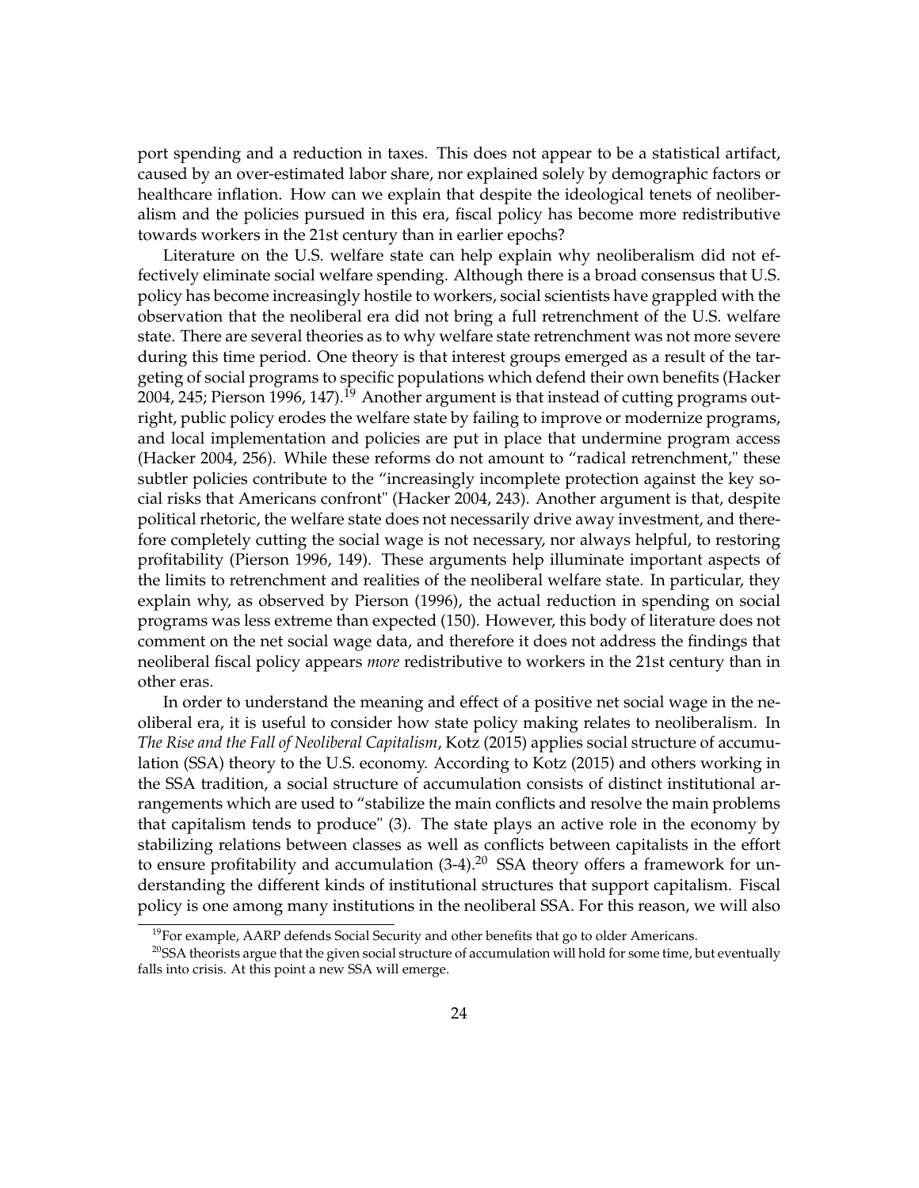port spending and a reduction in taxes. This does not appear to be a statistical artifact, caused by an over-estimated labor share, nor explained solely by demographic factors or healthcare inflation. How can we explain that despite the ideological tenets of neoliberalism and the policies pursued in this era, fiscal policy has become more redistributive towards workers in the 21st century than in earlier epochs?

Literature on the U.S. welfare state can help explain why neoliberalism did not effectively eliminate social welfare spending. Although there is a broad consensus that U.S. policy has become increasingly hostile to workers, social scientists have grappled with the observation that the neoliberal era did not bring a full retrenchment of the U.S. welfare state. There are several theories as to why welfare state retrenchment was not more severe during this time period. One theory is that interest groups emerged as a result of the targeting of social programs to specific populations which defend their own benefits (Hacker 2004, 245; Pierson 1996, 147).[19] Another argument is that instead of cutting programs outright, public policy erodes the welfare state by failing to improve or modernize programs, and local implementation and policies are put in place that undermine program access (Hacker 2004, 256). While these reforms do not amount to "radical retrenchment," these subtler policies contribute to the "increasingly incomplete protection against the key social risks that Americans confront" (Hacker 2004, 243). Another argument is that, despite political rhetoric, the welfare state does not necessarily drive away investment, and therefore completely cutting the social wage is not necessary, nor always helpful, to restoring profitability (Pierson 1996, 149). These arguments help illuminate important aspects of the limits to retrenchment and realities of the neoliberal welfare state. In particular, they explain why, as observed by Pierson (1996), the actual reduction in spending on social programs was less extreme than expected (150). However, this body of literature does not comment on the net social wage data, and therefore it does not address the findings that neoliberal fiscal policy appears *more* redistributive to workers in the 21st century than in other eras.

In order to understand the meaning and effect of a positive net social wage in the neoliberal era, it is useful to consider how state policy making relates to neoliberalism. In *The Rise and the Fall of Neoliberal Capitalism*, Kotz (2015) applies social structure of accumulation (SSA) theory to the U.S. economy. According to Kotz (2015) and others working in the SSA tradition, a social structure of accumulation consists of distinct institutional arrangements which are used to "stabilize the main conflicts and resolve the main problems that capitalism tends to produce" (3). The state plays an active role in the economy by stabilizing relations between classes as well as conflicts between capitalists in the effort to ensure profitability and accumulation (3-4).[20] SSA theory offers a framework for understanding the different kinds of institutional structures that support capitalism. Fiscal policy is one among many institutions in the neoliberal SSA. For this reason, we will also

[19] For example, AARP defends Social Security and other benefits that go to older Americans.

[20] SSA theorists argue that the given social structure of accumulation will hold for some time, but eventually falls into crisis. At this point a new SSA will emerge.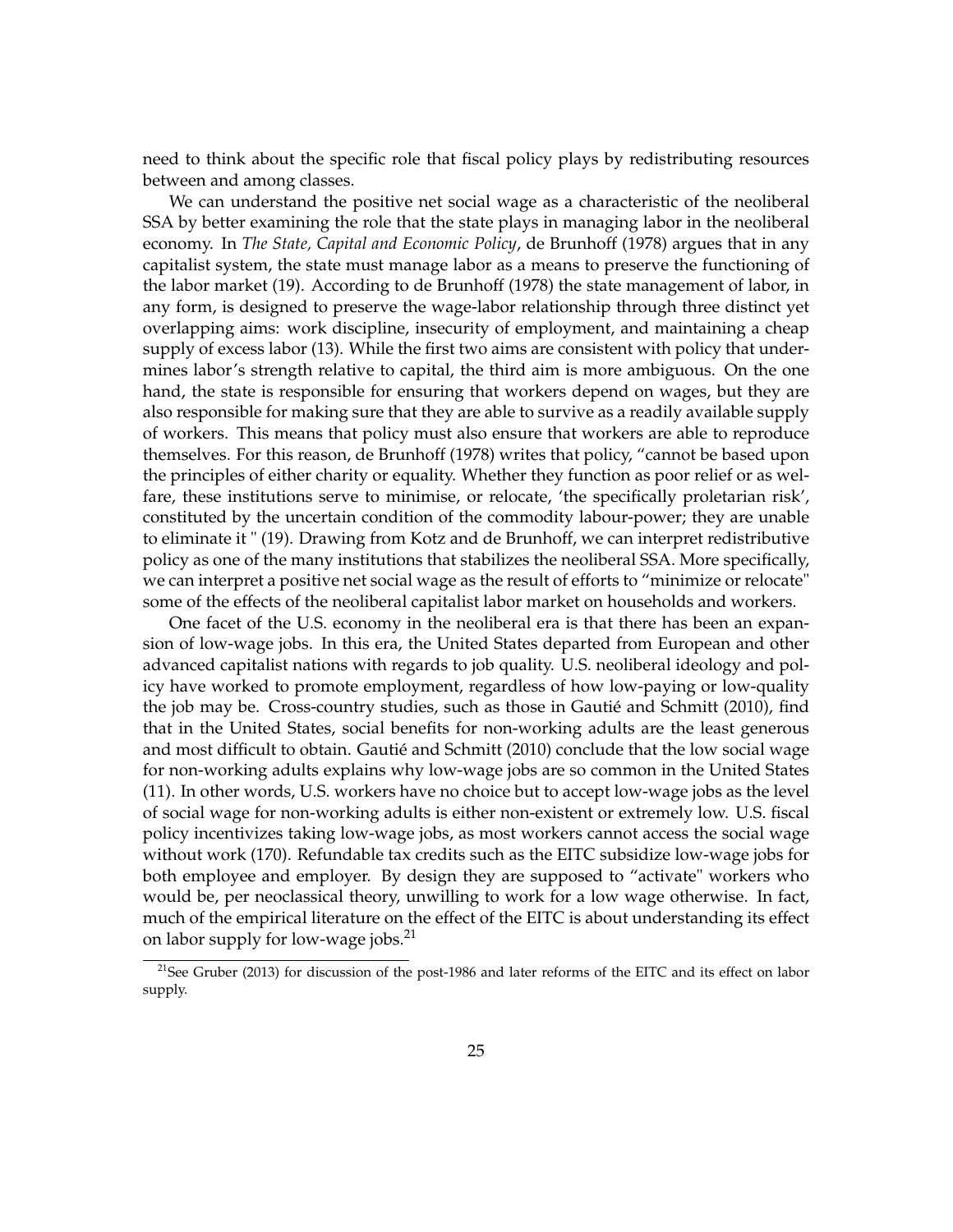need to think about the specific role that fiscal policy plays by redistributing resources between and among classes.

We can understand the positive net social wage as a characteristic of the neoliberal SSA by better examining the role that the state plays in managing labor in the neoliberal economy. In *The State, Capital and Economic Policy*, de Brunhoff (1978) argues that in any capitalist system, the state must manage labor as a means to preserve the functioning of the labor market (19). According to de Brunhoff (1978) the state management of labor, in any form, is designed to preserve the wage-labor relationship through three distinct yet overlapping aims: work discipline, insecurity of employment, and maintaining a cheap supply of excess labor (13). While the first two aims are consistent with policy that undermines labor's strength relative to capital, the third aim is more ambiguous. On the one hand, the state is responsible for ensuring that workers depend on wages, but they are also responsible for making sure that they are able to survive as a readily available supply of workers. This means that policy must also ensure that workers are able to reproduce themselves. For this reason, de Brunhoff (1978) writes that policy, "cannot be based upon the principles of either charity or equality. Whether they function as poor relief or as welfare, these institutions serve to minimise, or relocate, 'the specifically proletarian risk', constituted by the uncertain condition of the commodity labour-power; they are unable to eliminate it " (19). Drawing from Kotz and de Brunhoff, we can interpret redistributive policy as one of the many institutions that stabilizes the neoliberal SSA. More specifically, we can interpret a positive net social wage as the result of efforts to "minimize or relocate" some of the effects of the neoliberal capitalist labor market on households and workers.

One facet of the U.S. economy in the neoliberal era is that there has been an expansion of low-wage jobs. In this era, the United States departed from European and other advanced capitalist nations with regards to job quality. U.S. neoliberal ideology and policy have worked to promote employment, regardless of how low-paying or low-quality the job may be. Cross-country studies, such as those in Gautié and Schmitt (2010), find that in the United States, social benefits for non-working adults are the least generous and most difficult to obtain. Gautié and Schmitt (2010) conclude that the low social wage for non-working adults explains why low-wage jobs are so common in the United States (11). In other words, U.S. workers have no choice but to accept low-wage jobs as the level of social wage for non-working adults is either non-existent or extremely low. U.S. fiscal policy incentivizes taking low-wage jobs, as most workers cannot access the social wage without work (170). Refundable tax credits such as the EITC subsidize low-wage jobs for both employee and employer. By design they are supposed to "activate" workers who would be, per neoclassical theory, unwilling to work for a low wage otherwise. In fact, much of the empirical literature on the effect of the EITC is about understanding its effect on labor supply for low-wage jobs.[21]

[21]See Gruber (2013) for discussion of the post-1986 and later reforms of the EITC and its effect on labor supply.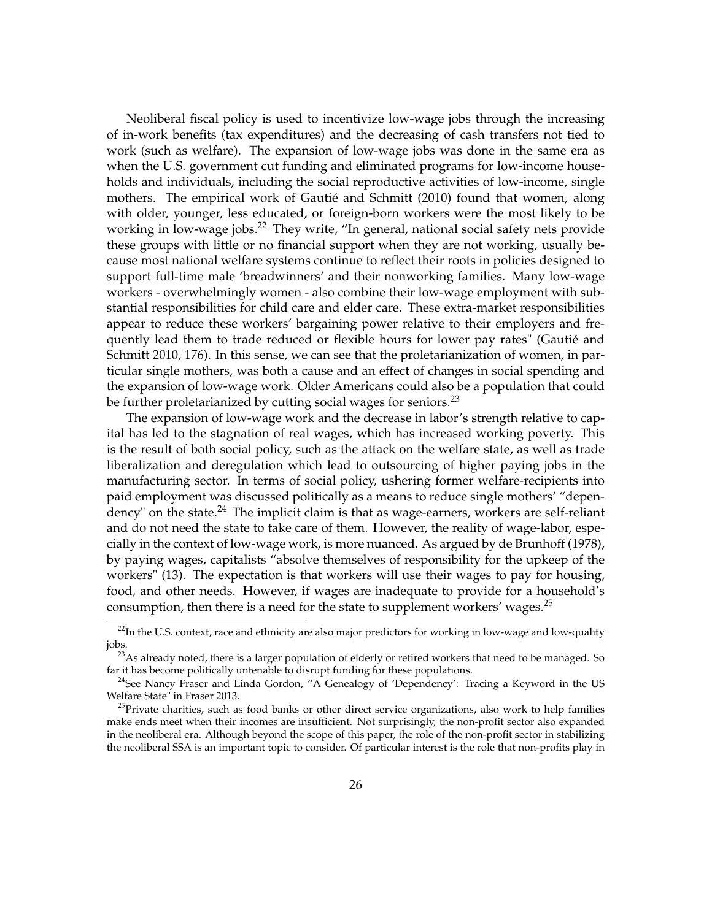Neoliberal fiscal policy is used to incentivize low-wage jobs through the increasing of in-work benefits (tax expenditures) and the decreasing of cash transfers not tied to work (such as welfare). The expansion of low-wage jobs was done in the same era as when the U.S. government cut funding and eliminated programs for low-income households and individuals, including the social reproductive activities of low-income, single mothers. The empirical work of Gautié and Schmitt (2010) found that women, along with older, younger, less educated, or foreign-born workers were the most likely to be working in low-wage jobs.[22] They write, "In general, national social safety nets provide these groups with little or no financial support when they are not working, usually because most national welfare systems continue to reflect their roots in policies designed to support full-time male 'breadwinners' and their nonworking families. Many low-wage workers - overwhelmingly women - also combine their low-wage employment with substantial responsibilities for child care and elder care. These extra-market responsibilities appear to reduce these workers' bargaining power relative to their employers and frequently lead them to trade reduced or flexible hours for lower pay rates" (Gautié and Schmitt 2010, 176). In this sense, we can see that the proletarianization of women, in particular single mothers, was both a cause and an effect of changes in social spending and the expansion of low-wage work. Older Americans could also be a population that could be further proletarianized by cutting social wages for seniors.[23]

The expansion of low-wage work and the decrease in labor's strength relative to capital has led to the stagnation of real wages, which has increased working poverty. This is the result of both social policy, such as the attack on the welfare state, as well as trade liberalization and deregulation which lead to outsourcing of higher paying jobs in the manufacturing sector. In terms of social policy, ushering former welfare-recipients into paid employment was discussed politically as a means to reduce single mothers' "dependency" on the state.[24] The implicit claim is that as wage-earners, workers are self-reliant and do not need the state to take care of them. However, the reality of wage-labor, especially in the context of low-wage work, is more nuanced. As argued by de Brunhoff (1978), by paying wages, capitalists "absolve themselves of responsibility for the upkeep of the workers" (13). The expectation is that workers will use their wages to pay for housing, food, and other needs. However, if wages are inadequate to provide for a household's consumption, then there is a need for the state to supplement workers' wages.[25]

---

[22] In the U.S. context, race and ethnicity are also major predictors for working in low-wage and low-quality jobs.

[23] As already noted, there is a larger population of elderly or retired workers that need to be managed. So far it has become politically untenable to disrupt funding for these populations.

[24] See Nancy Fraser and Linda Gordon, "A Genealogy of 'Dependency': Tracing a Keyword in the US Welfare State" in Fraser 2013.

[25] Private charities, such as food banks or other direct service organizations, also work to help families make ends meet when their incomes are insufficient. Not surprisingly, the non-profit sector also expanded in the neoliberal era. Although beyond the scope of this paper, the role of the non-profit sector in stabilizing the neoliberal SSA is an important topic to consider. Of particular interest is the role that non-profits play in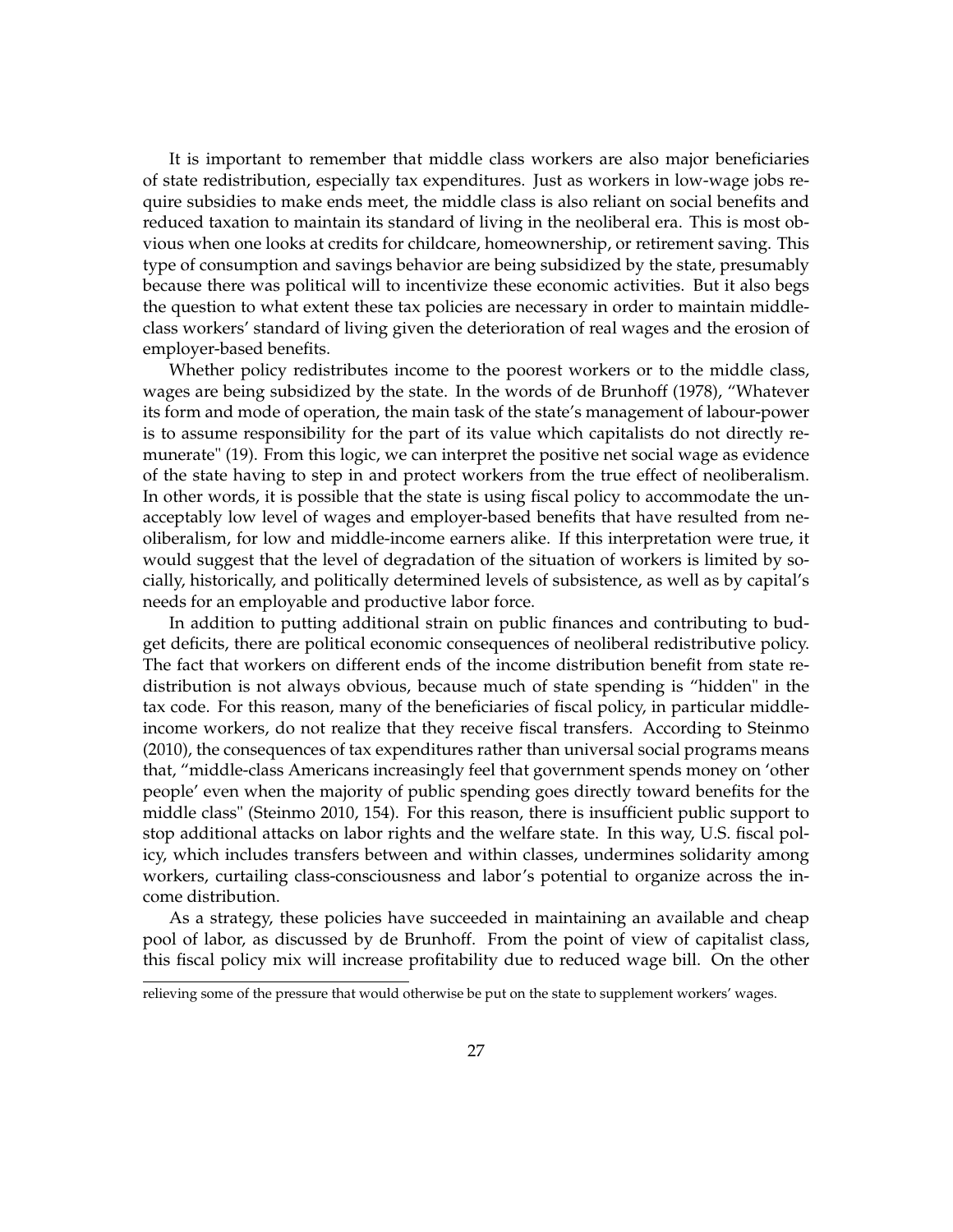It is important to remember that middle class workers are also major beneficiaries of state redistribution, especially tax expenditures. Just as workers in low-wage jobs require subsidies to make ends meet, the middle class is also reliant on social benefits and reduced taxation to maintain its standard of living in the neoliberal era. This is most obvious when one looks at credits for childcare, homeownership, or retirement saving. This type of consumption and savings behavior are being subsidized by the state, presumably because there was political will to incentivize these economic activities. But it also begs the question to what extent these tax policies are necessary in order to maintain middle-class workers' standard of living given the deterioration of real wages and the erosion of employer-based benefits.

Whether policy redistributes income to the poorest workers or to the middle class, wages are being subsidized by the state. In the words of de Brunhoff (1978), "Whatever its form and mode of operation, the main task of the state's management of labour-power is to assume responsibility for the part of its value which capitalists do not directly remunerate" (19). From this logic, we can interpret the positive net social wage as evidence of the state having to step in and protect workers from the true effect of neoliberalism. In other words, it is possible that the state is using fiscal policy to accommodate the unacceptably low level of wages and employer-based benefits that have resulted from neoliberalism, for low and middle-income earners alike. If this interpretation were true, it would suggest that the level of degradation of the situation of workers is limited by socially, historically, and politically determined levels of subsistence, as well as by capital's needs for an employable and productive labor force.

In addition to putting additional strain on public finances and contributing to budget deficits, there are political economic consequences of neoliberal redistributive policy. The fact that workers on different ends of the income distribution benefit from state redistribution is not always obvious, because much of state spending is "hidden" in the tax code. For this reason, many of the beneficiaries of fiscal policy, in particular middle-income workers, do not realize that they receive fiscal transfers. According to Steinmo (2010), the consequences of tax expenditures rather than universal social programs means that, "middle-class Americans increasingly feel that government spends money on 'other people' even when the majority of public spending goes directly toward benefits for the middle class" (Steinmo 2010, 154). For this reason, there is insufficient public support to stop additional attacks on labor rights and the welfare state. In this way, U.S. fiscal policy, which includes transfers between and within classes, undermines solidarity among workers, curtailing class-consciousness and labor's potential to organize across the income distribution.

As a strategy, these policies have succeeded in maintaining an available and cheap pool of labor, as discussed by de Brunhoff. From the point of view of capitalist class, this fiscal policy mix will increase profitability due to reduced wage bill. On the other

relieving some of the pressure that would otherwise be put on the state to supplement workers' wages.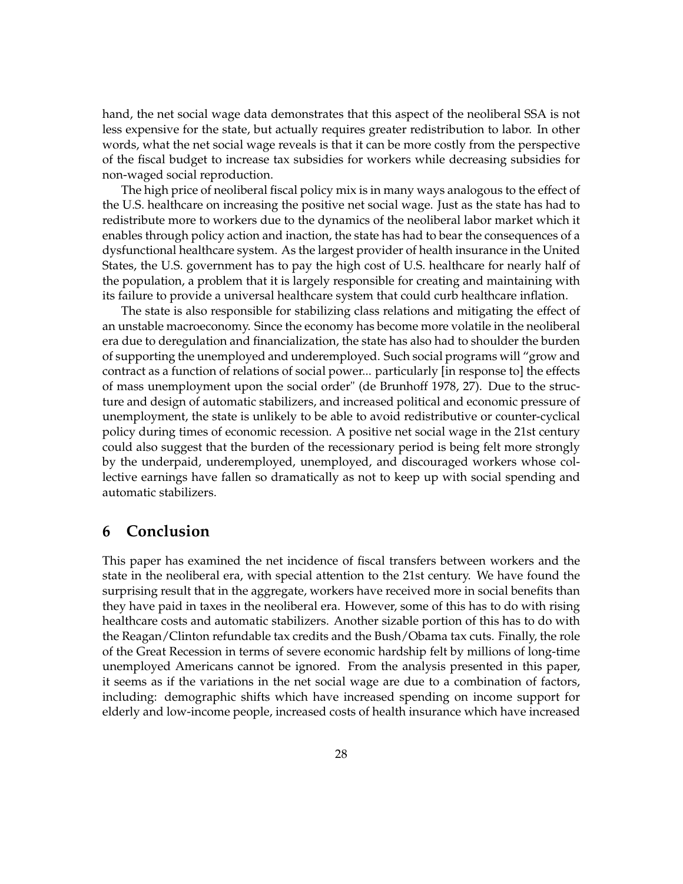hand, the net social wage data demonstrates that this aspect of the neoliberal SSA is not less expensive for the state, but actually requires greater redistribution to labor. In other words, what the net social wage reveals is that it can be more costly from the perspective of the fiscal budget to increase tax subsidies for workers while decreasing subsidies for non-waged social reproduction.

The high price of neoliberal fiscal policy mix is in many ways analogous to the effect of the U.S. healthcare on increasing the positive net social wage. Just as the state has had to redistribute more to workers due to the dynamics of the neoliberal labor market which it enables through policy action and inaction, the state has had to bear the consequences of a dysfunctional healthcare system. As the largest provider of health insurance in the United States, the U.S. government has to pay the high cost of U.S. healthcare for nearly half of the population, a problem that it is largely responsible for creating and maintaining with its failure to provide a universal healthcare system that could curb healthcare inflation.

The state is also responsible for stabilizing class relations and mitigating the effect of an unstable macroeconomy. Since the economy has become more volatile in the neoliberal era due to deregulation and financialization, the state has also had to shoulder the burden of supporting the unemployed and underemployed. Such social programs will "grow and contract as a function of relations of social power... particularly [in response to] the effects of mass unemployment upon the social order" (de Brunhoff 1978, 27). Due to the structure and design of automatic stabilizers, and increased political and economic pressure of unemployment, the state is unlikely to be able to avoid redistributive or counter-cyclical policy during times of economic recession. A positive net social wage in the 21st century could also suggest that the burden of the recessionary period is being felt more strongly by the underpaid, underemployed, unemployed, and discouraged workers whose collective earnings have fallen so dramatically as not to keep up with social spending and automatic stabilizers.

## 6 Conclusion

This paper has examined the net incidence of fiscal transfers between workers and the state in the neoliberal era, with special attention to the 21st century. We have found the surprising result that in the aggregate, workers have received more in social benefits than they have paid in taxes in the neoliberal era. However, some of this has to do with rising healthcare costs and automatic stabilizers. Another sizable portion of this has to do with the Reagan/Clinton refundable tax credits and the Bush/Obama tax cuts. Finally, the role of the Great Recession in terms of severe economic hardship felt by millions of long-time unemployed Americans cannot be ignored. From the analysis presented in this paper, it seems as if the variations in the net social wage are due to a combination of factors, including: demographic shifts which have increased spending on income support for elderly and low-income people, increased costs of health insurance which have increased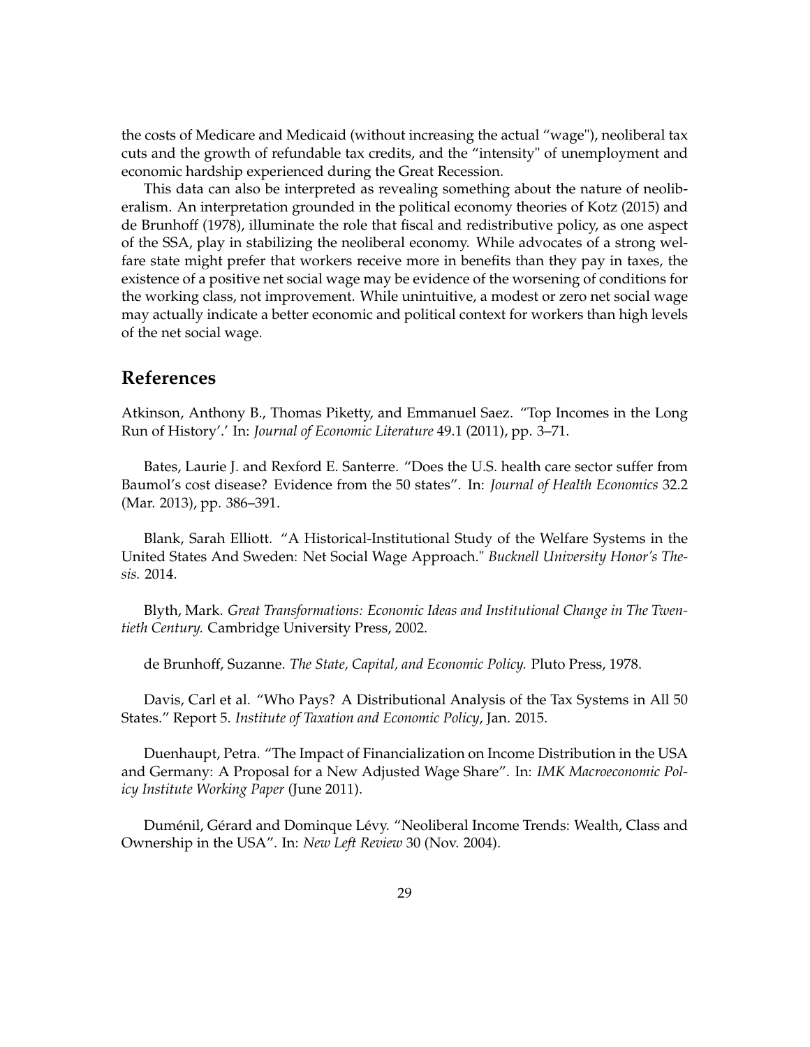the costs of Medicare and Medicaid (without increasing the actual "wage"), neoliberal tax cuts and the growth of refundable tax credits, and the "intensity" of unemployment and economic hardship experienced during the Great Recession.

This data can also be interpreted as revealing something about the nature of neoliberalism. An interpretation grounded in the political economy theories of Kotz (2015) and de Brunhoff (1978), illuminate the role that fiscal and redistributive policy, as one aspect of the SSA, play in stabilizing the neoliberal economy. While advocates of a strong welfare state might prefer that workers receive more in benefits than they pay in taxes, the existence of a positive net social wage may be evidence of the worsening of conditions for the working class, not improvement. While unintuitive, a modest or zero net social wage may actually indicate a better economic and political context for workers than high levels of the net social wage.

## References

Atkinson, Anthony B., Thomas Piketty, and Emmanuel Saez. "Top Incomes in the Long Run of History'.' In: *Journal of Economic Literature* 49.1 (2011), pp. 3–71.

Bates, Laurie J. and Rexford E. Santerre. "Does the U.S. health care sector suffer from Baumol's cost disease? Evidence from the 50 states". In: *Journal of Health Economics* 32.2 (Mar. 2013), pp. 386–391.

Blank, Sarah Elliott. "A Historical-Institutional Study of the Welfare Systems in the United States And Sweden: Net Social Wage Approach." *Bucknell University Honor's Thesis.* 2014.

Blyth, Mark. *Great Transformations: Economic Ideas and Institutional Change in The Twentieth Century.* Cambridge University Press, 2002.

de Brunhoff, Suzanne. *The State, Capital, and Economic Policy.* Pluto Press, 1978.

Davis, Carl et al. "Who Pays? A Distributional Analysis of the Tax Systems in All 50 States." Report 5. *Institute of Taxation and Economic Policy*, Jan. 2015.

Duenhaupt, Petra. "The Impact of Financialization on Income Distribution in the USA and Germany: A Proposal for a New Adjusted Wage Share". In: *IMK Macroeconomic Policy Institute Working Paper* (June 2011).

Duménil, Gérard and Dominque Lévy. "Neoliberal Income Trends: Wealth, Class and Ownership in the USA". In: *New Left Review* 30 (Nov. 2004).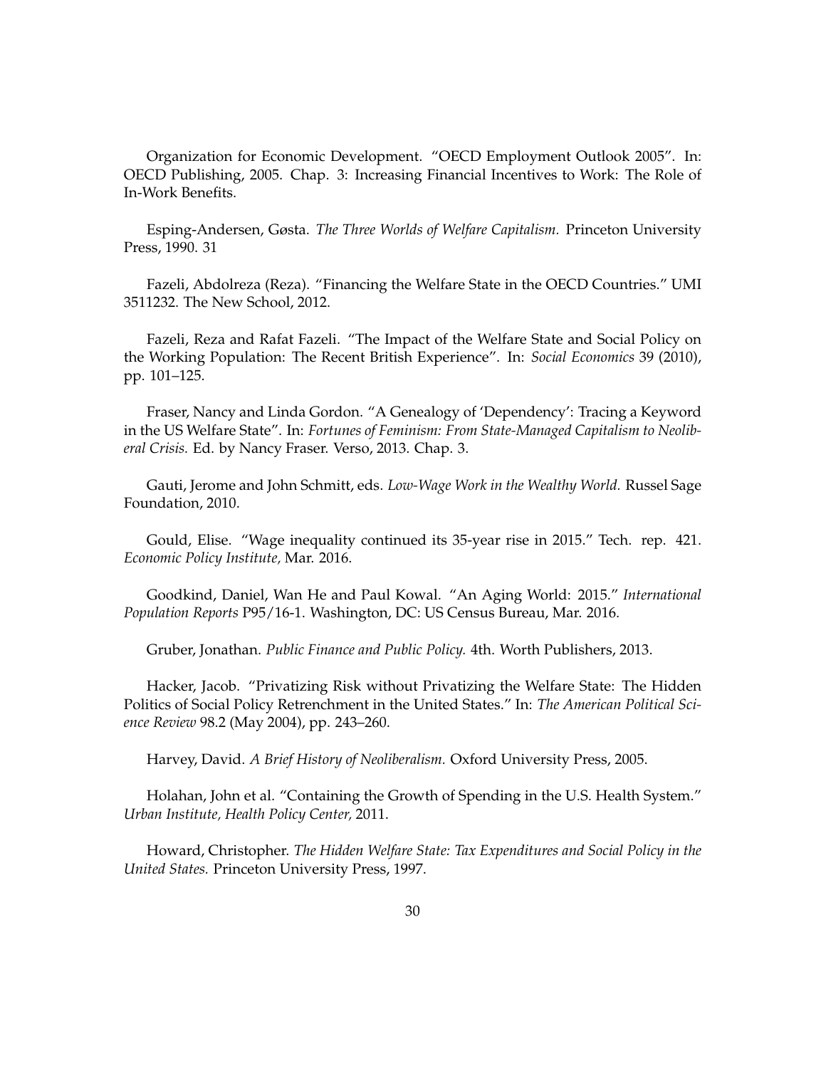Organization for Economic Development. "OECD Employment Outlook 2005". In: OECD Publishing, 2005. Chap. 3: Increasing Financial Incentives to Work: The Role of In-Work Benefits.

Esping-Andersen, Gøsta. *The Three Worlds of Welfare Capitalism.* Princeton University Press, 1990. 31

Fazeli, Abdolreza (Reza). "Financing the Welfare State in the OECD Countries." UMI 3511232. The New School, 2012.

Fazeli, Reza and Rafat Fazeli. "The Impact of the Welfare State and Social Policy on the Working Population: The Recent British Experience". In: *Social Economics* 39 (2010), pp. 101–125.

Fraser, Nancy and Linda Gordon. "A Genealogy of 'Dependency': Tracing a Keyword in the US Welfare State". In: *Fortunes of Feminism: From State-Managed Capitalism to Neoliberal Crisis.* Ed. by Nancy Fraser. Verso, 2013. Chap. 3.

Gauti, Jerome and John Schmitt, eds. *Low-Wage Work in the Wealthy World.* Russel Sage Foundation, 2010.

Gould, Elise. "Wage inequality continued its 35-year rise in 2015." Tech. rep. 421. *Economic Policy Institute,* Mar. 2016.

Goodkind, Daniel, Wan He and Paul Kowal. "An Aging World: 2015." *International Population Reports* P95/16-1. Washington, DC: US Census Bureau, Mar. 2016.

Gruber, Jonathan. *Public Finance and Public Policy.* 4th. Worth Publishers, 2013.

Hacker, Jacob. "Privatizing Risk without Privatizing the Welfare State: The Hidden Politics of Social Policy Retrenchment in the United States." In: *The American Political Science Review* 98.2 (May 2004), pp. 243–260.

Harvey, David. *A Brief History of Neoliberalism.* Oxford University Press, 2005.

Holahan, John et al. "Containing the Growth of Spending in the U.S. Health System." *Urban Institute, Health Policy Center,* 2011.

Howard, Christopher. *The Hidden Welfare State: Tax Expenditures and Social Policy in the United States.* Princeton University Press, 1997.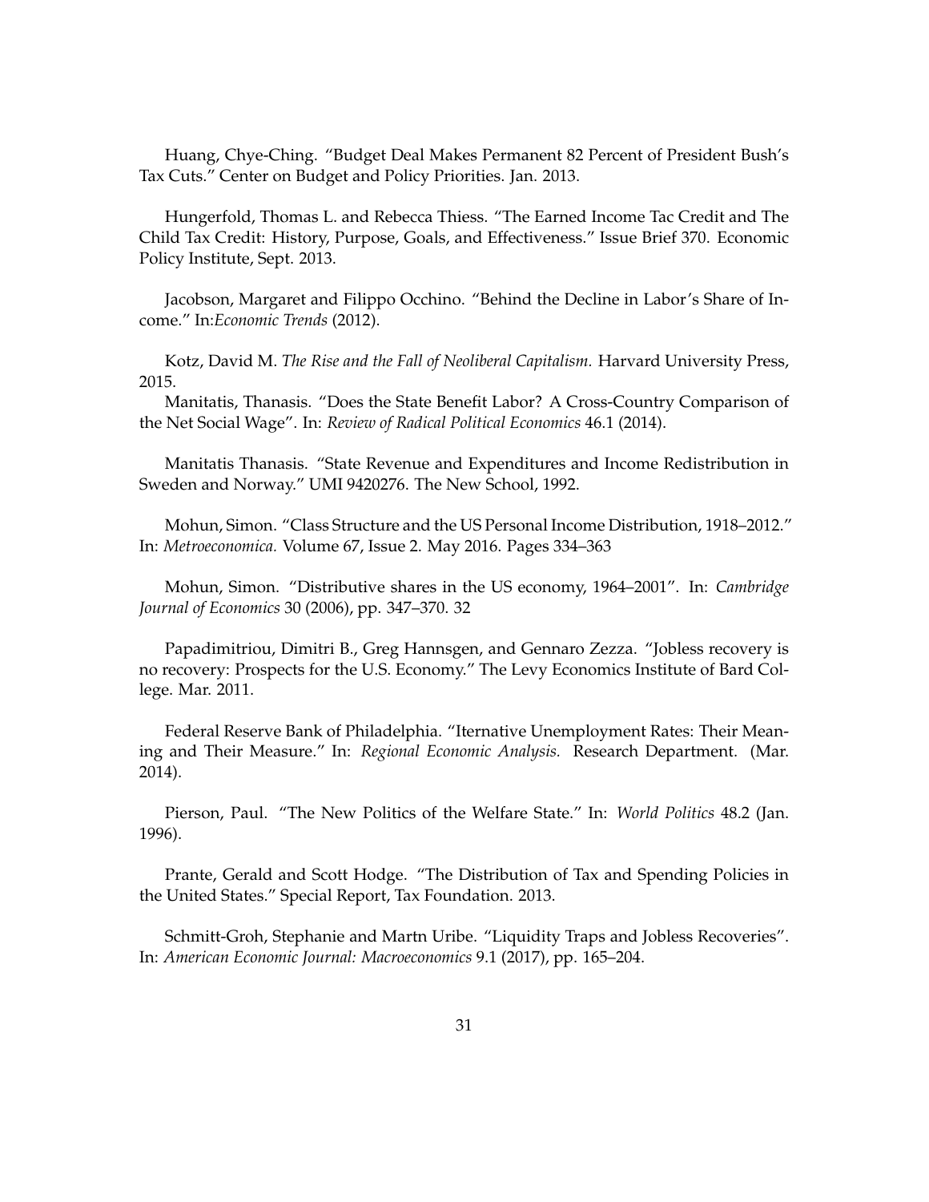Huang, Chye-Ching. "Budget Deal Makes Permanent 82 Percent of President Bush's Tax Cuts." Center on Budget and Policy Priorities. Jan. 2013.

Hungerfold, Thomas L. and Rebecca Thiess. "The Earned Income Tac Credit and The Child Tax Credit: History, Purpose, Goals, and Effectiveness." Issue Brief 370. Economic Policy Institute, Sept. 2013.

Jacobson, Margaret and Filippo Occhino. "Behind the Decline in Labor's Share of Income." In:*Economic Trends* (2012).

Kotz, David M. *The Rise and the Fall of Neoliberal Capitalism.* Harvard University Press, 2015.

Manitatis, Thanasis. "Does the State Benefit Labor? A Cross-Country Comparison of the Net Social Wage". In: *Review of Radical Political Economics* 46.1 (2014).

Manitatis Thanasis. "State Revenue and Expenditures and Income Redistribution in Sweden and Norway." UMI 9420276. The New School, 1992.

Mohun, Simon. "Class Structure and the US Personal Income Distribution, 1918–2012." In: *Metroeconomica.* Volume 67, Issue 2. May 2016. Pages 334–363

Mohun, Simon. "Distributive shares in the US economy, 1964–2001". In: *Cambridge Journal of Economics* 30 (2006), pp. 347–370. 32

Papadimitriou, Dimitri B., Greg Hannsgen, and Gennaro Zezza. "Jobless recovery is no recovery: Prospects for the U.S. Economy." The Levy Economics Institute of Bard College. Mar. 2011.

Federal Reserve Bank of Philadelphia. "Iternative Unemployment Rates: Their Meaning and Their Measure." In: *Regional Economic Analysis.* Research Department. (Mar. 2014).

Pierson, Paul. "The New Politics of the Welfare State." In: *World Politics* 48.2 (Jan. 1996).

Prante, Gerald and Scott Hodge. "The Distribution of Tax and Spending Policies in the United States." Special Report, Tax Foundation. 2013.

Schmitt-Groh, Stephanie and Martn Uribe. "Liquidity Traps and Jobless Recoveries". In: *American Economic Journal: Macroeconomics* 9.1 (2017), pp. 165–204.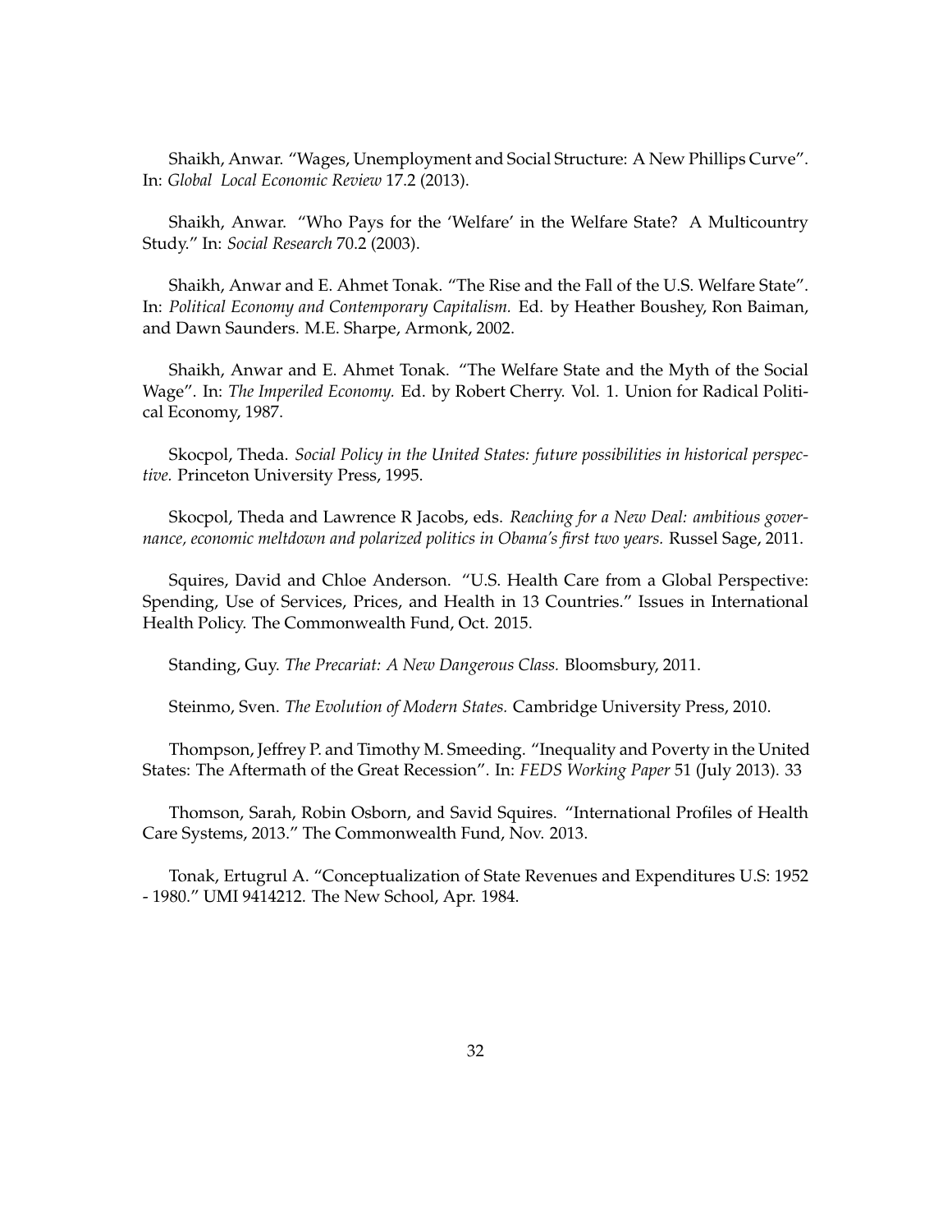Shaikh, Anwar. “Wages, Unemployment and Social Structure: A New Phillips Curve”. In: *Global Local Economic Review* 17.2 (2013).

Shaikh, Anwar. “Who Pays for the ‘Welfare’ in the Welfare State? A Multicountry Study.” In: *Social Research* 70.2 (2003).

Shaikh, Anwar and E. Ahmet Tonak. “The Rise and the Fall of the U.S. Welfare State”. In: *Political Economy and Contemporary Capitalism.* Ed. by Heather Boushey, Ron Baiman, and Dawn Saunders. M.E. Sharpe, Armonk, 2002.

Shaikh, Anwar and E. Ahmet Tonak. “The Welfare State and the Myth of the Social Wage”. In: *The Imperiled Economy.* Ed. by Robert Cherry. Vol. 1. Union for Radical Political Economy, 1987.

Skocpol, Theda. *Social Policy in the United States: future possibilities in historical perspective.* Princeton University Press, 1995.

Skocpol, Theda and Lawrence R Jacobs, eds. *Reaching for a New Deal: ambitious governance, economic meltdown and polarized politics in Obama's first two years.* Russel Sage, 2011.

Squires, David and Chloe Anderson. “U.S. Health Care from a Global Perspective: Spending, Use of Services, Prices, and Health in 13 Countries.” Issues in International Health Policy. The Commonwealth Fund, Oct. 2015.

Standing, Guy. *The Precariat: A New Dangerous Class.* Bloomsbury, 2011.

Steinmo, Sven. *The Evolution of Modern States.* Cambridge University Press, 2010.

Thompson, Jeffrey P. and Timothy M. Smeeding. “Inequality and Poverty in the United States: The Aftermath of the Great Recession”. In: *FEDS Working Paper* 51 (July 2013). 33

Thomson, Sarah, Robin Osborn, and Savid Squires. “International Profiles of Health Care Systems, 2013.” The Commonwealth Fund, Nov. 2013.

Tonak, Ertugrul A. “Conceptualization of State Revenues and Expenditures U.S: 1952 - 1980.” UMI 9414212. The New School, Apr. 1984.